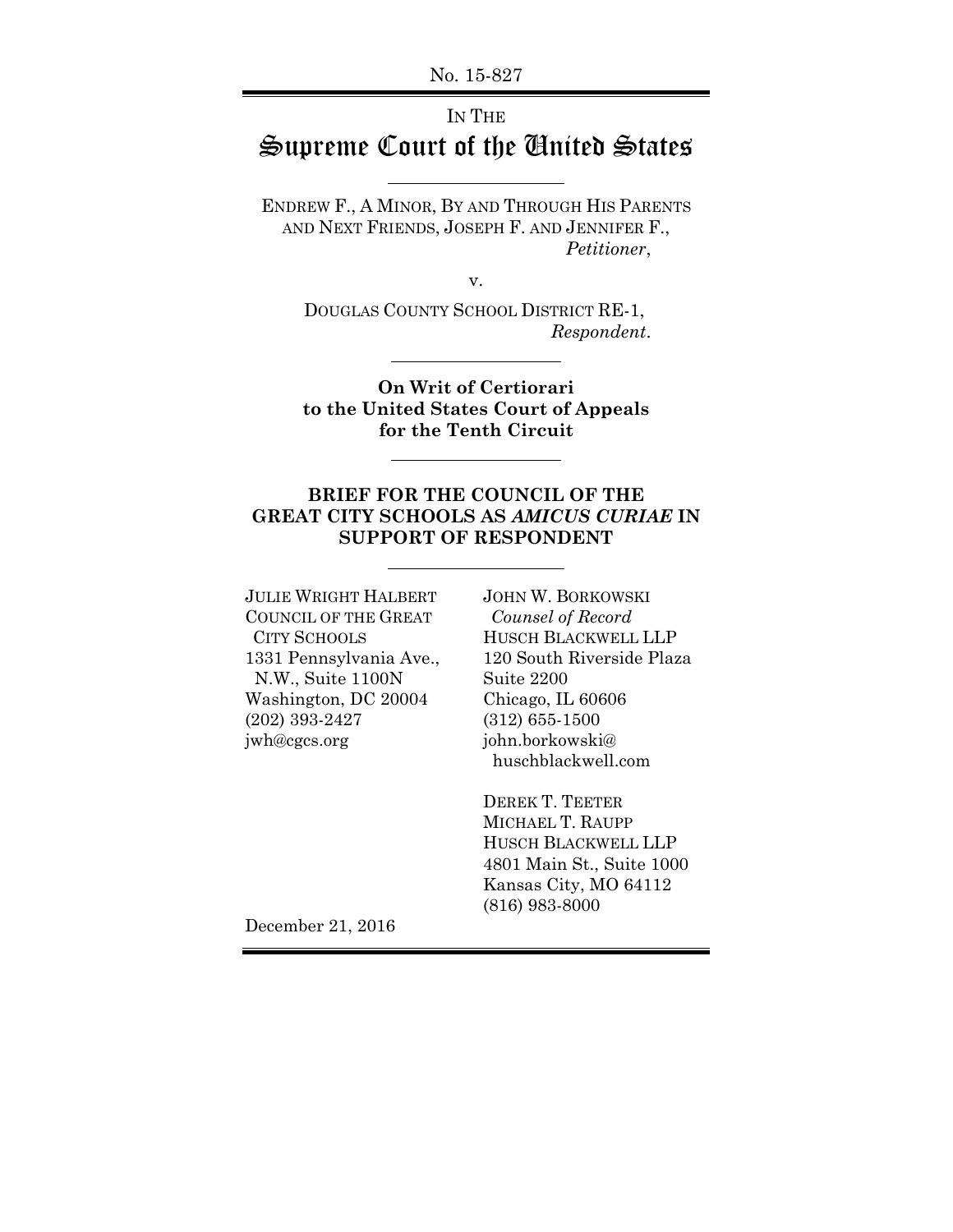No. 15-827

IN THE

# Supreme Court of the United States

ENDREW F., A MINOR, BY AND THROUGH HIS PARENTS AND NEXT FRIENDS, JOSEPH F. AND JENNIFER F.,
*Petitioner*,

v.

DOUGLAS COUNTY SCHOOL DISTRICT RE-1,
*Respondent*.

**On Writ of Certiorari to the United States Court of Appeals for the Tenth Circuit**

## BRIEF FOR THE COUNCIL OF THE GREAT CITY SCHOOLS AS *AMICUS CURIAE* IN SUPPORT OF RESPONDENT

JULIE WRIGHT HALBERT
COUNCIL OF THE GREAT CITY SCHOOLS
1331 Pennsylvania Ave., N.W., Suite 1100N
Washington, DC 20004
(202) 393-2427
jwh@cgcs.org

JOHN W. BORKOWSKI
*Counsel of Record*
HUSCH BLACKWELL LLP
120 South Riverside Plaza
Suite 2200
Chicago, IL 60606
(312) 655-1500
john.borkowski@huschblackwell.com

DEREK T. TEETER
MICHAEL T. RAUPP
HUSCH BLACKWELL LLP
4801 Main St., Suite 1000
Kansas City, MO 64112
(816) 983-8000

December 21, 2016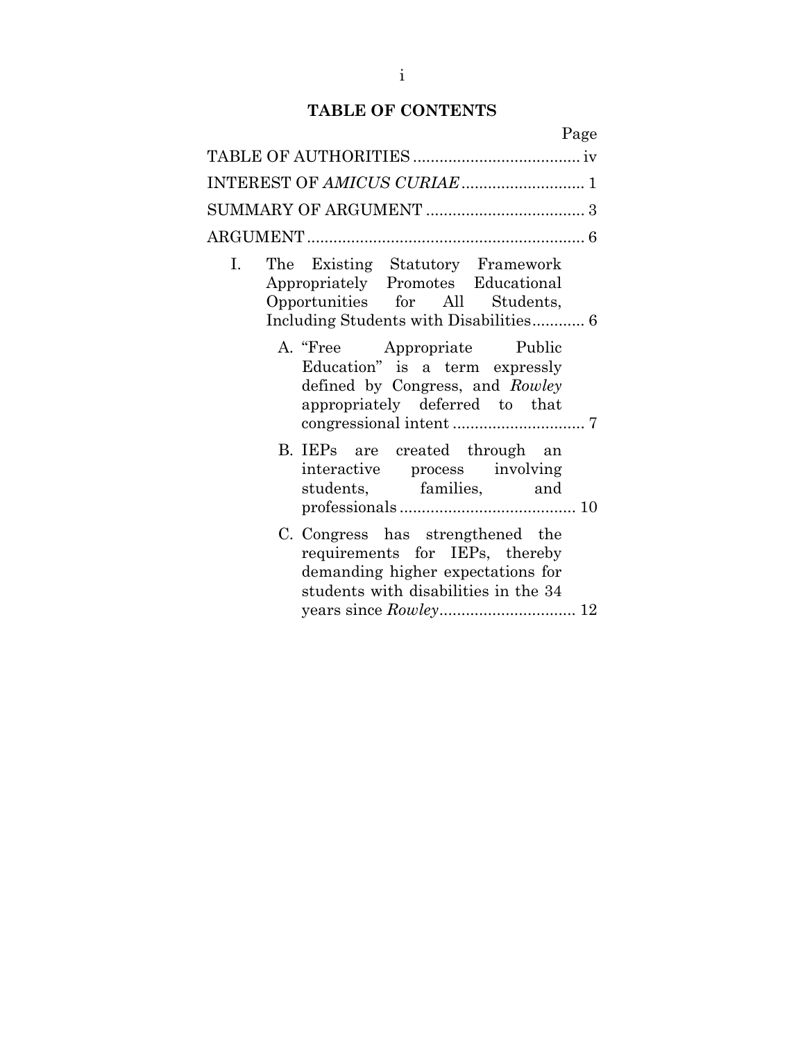# TABLE OF CONTENTS

| | Page |
|---|---|
| TABLE OF AUTHORITIES | iv |
| INTEREST OF *AMICUS CURIAE* | 1 |
| SUMMARY OF ARGUMENT | 3 |
| ARGUMENT | 6 |
| I. The Existing Statutory Framework Appropriately Promotes Educational Opportunities for All Students, Including Students with Disabilities | 6 |
| A. "Free Appropriate Public Education" is a term expressly defined by Congress, and *Rowley* appropriately deferred to that congressional intent | 7 |
| B. IEPs are created through an interactive process involving students, families, and professionals | 10 |
| C. Congress has strengthened the requirements for IEPs, thereby demanding higher expectations for students with disabilities in the 34 years since *Rowley* | 12 |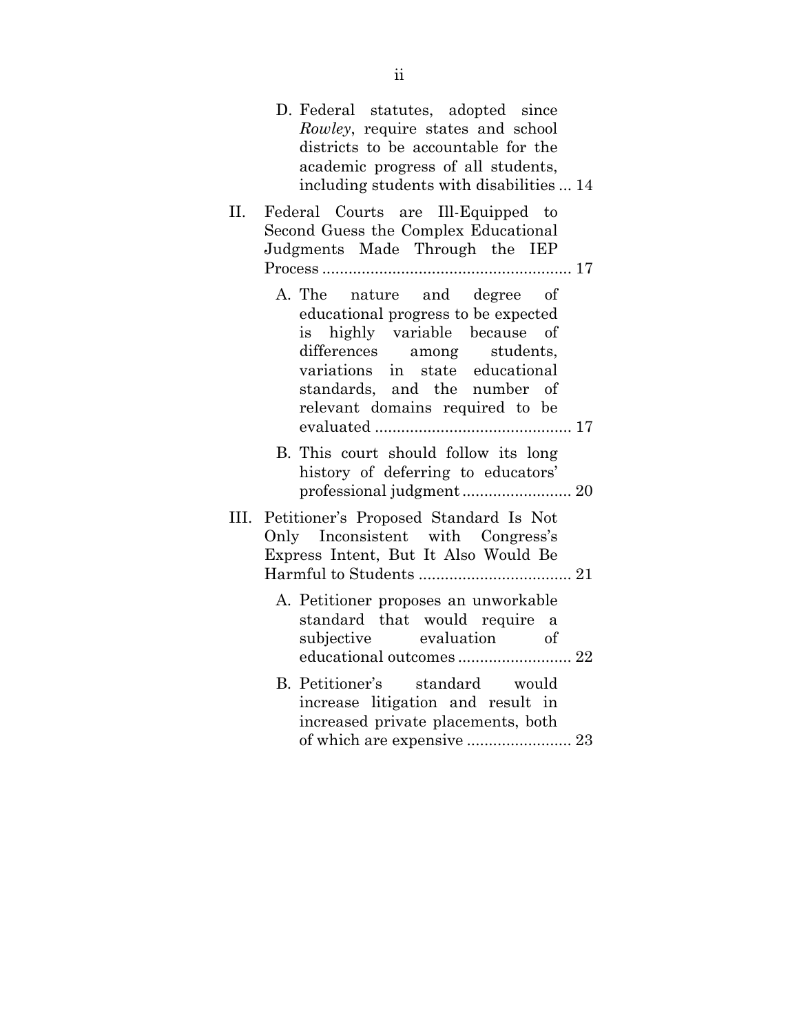D. Federal statutes, adopted since *Rowley*, require states and school districts to be accountable for the academic progress of all students, including students with disabilities ... 14

II. Federal Courts are Ill-Equipped to Second Guess the Complex Educational Judgments Made Through the IEP Process ......................................................... 17

A. The nature and degree of educational progress to be expected is highly variable because of differences among students, variations in state educational standards, and the number of relevant domains required to be evaluated ............................................. 17

B. This court should follow its long history of deferring to educators' professional judgment ......................... 20

III. Petitioner's Proposed Standard Is Not Only Inconsistent with Congress's Express Intent, But It Also Would Be Harmful to Students ................................... 21

A. Petitioner proposes an unworkable standard that would require a subjective evaluation of educational outcomes .......................... 22

B. Petitioner's standard would increase litigation and result in increased private placements, both of which are expensive ........................ 23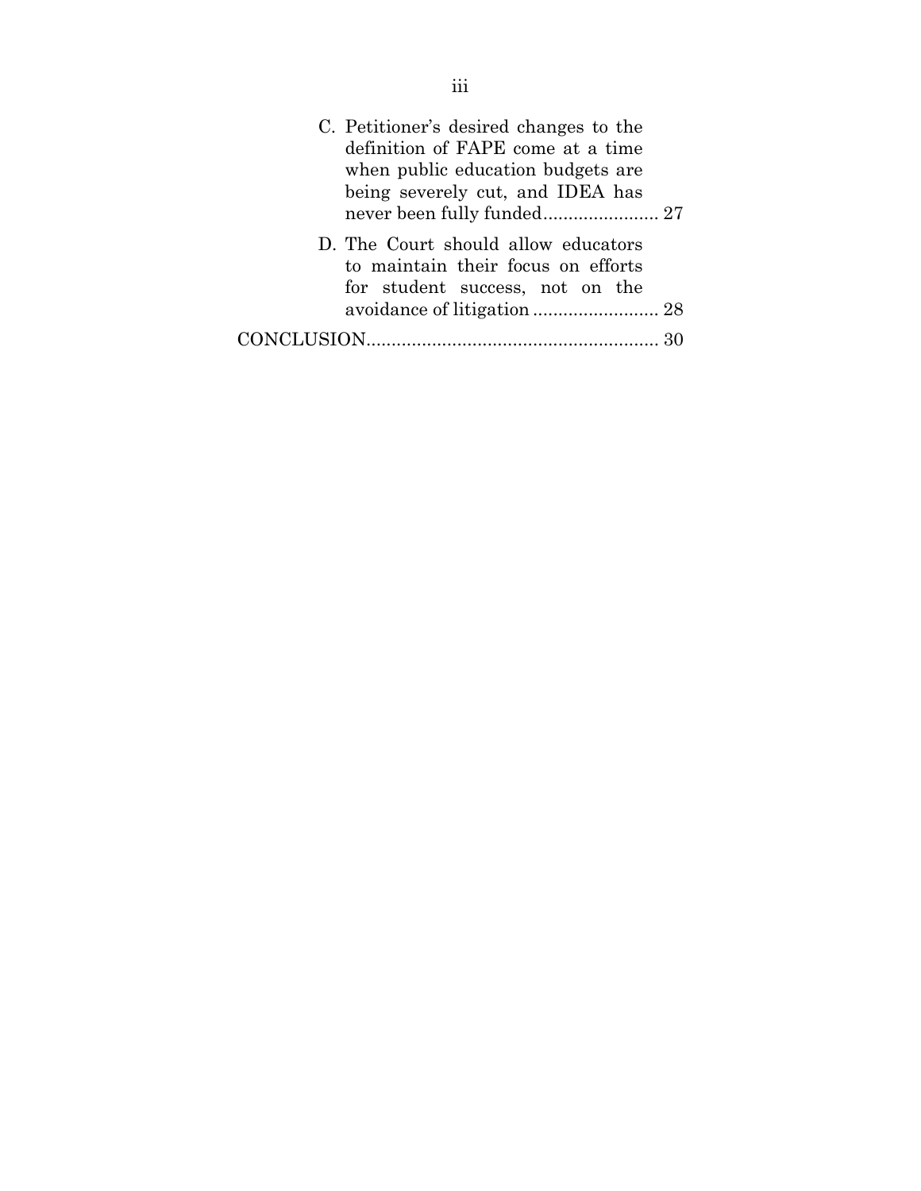C. Petitioner's desired changes to the definition of FAPE come at a time when public education budgets are being severely cut, and IDEA has never been fully funded....................... 27

D. The Court should allow educators to maintain their focus on efforts for student success, not on the avoidance of litigation ......................... 28

CONCLUSION.......................................................... 30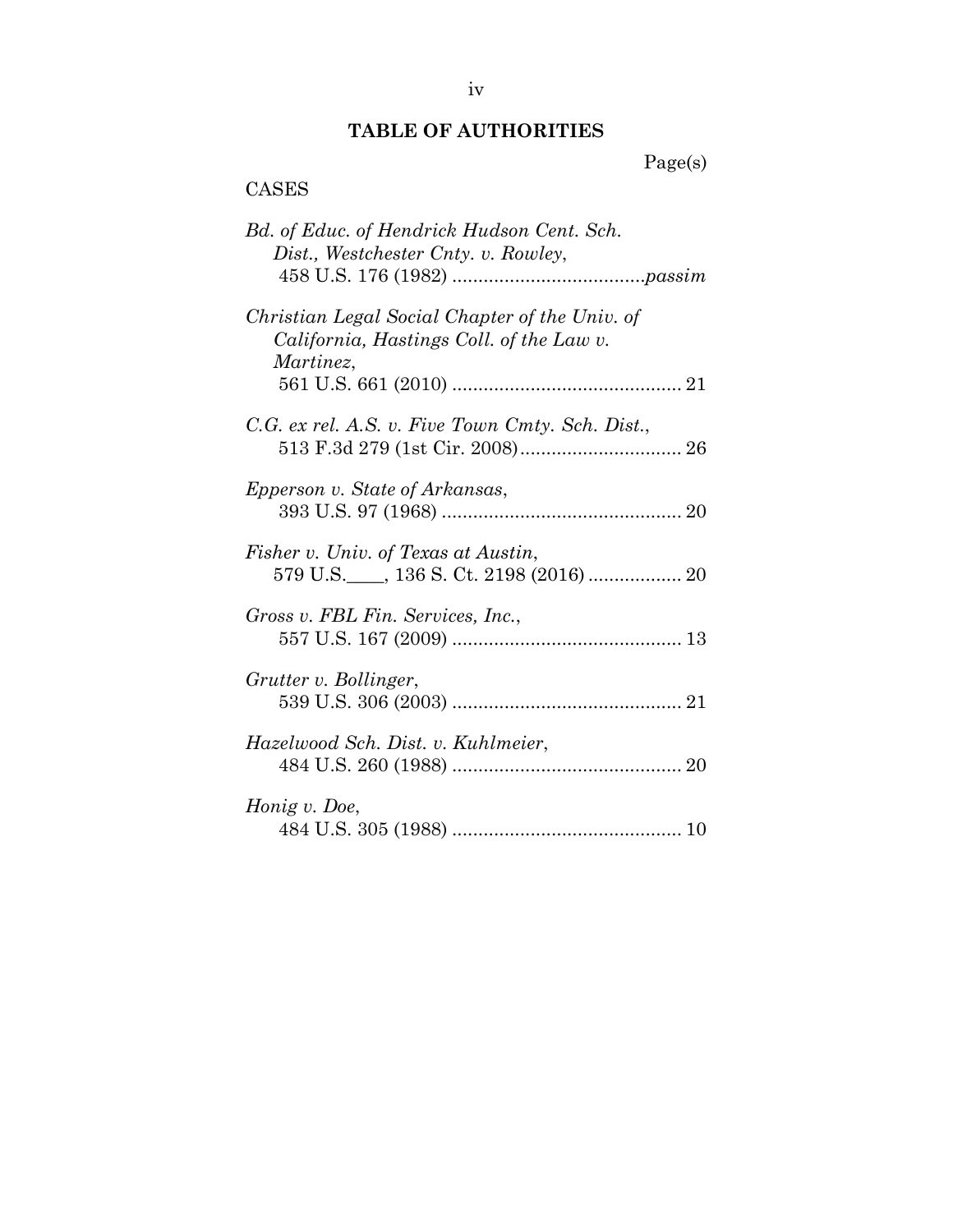## TABLE OF AUTHORITIES

Page(s)

CASES

*Bd. of Educ. of Hendrick Hudson Cent. Sch. Dist., Westchester Cnty. v. Rowley*,
458 U.S. 176 (1982) ....................................*passim*

*Christian Legal Social Chapter of the Univ. of California, Hastings Coll. of the Law v. Martinez*,
561 U.S. 661 (2010) ........................................... 21

*C.G. ex rel. A.S. v. Five Town Cmty. Sch. Dist.*,
513 F.3d 279 (1st Cir. 2008)............................... 26

*Epperson v. State of Arkansas*,
393 U.S. 97 (1968) .............................................. 20

*Fisher v. Univ. of Texas at Austin*,
579 U.S.____, 136 S. Ct. 2198 (2016) ................. 20

*Gross v. FBL Fin. Services, Inc.*,
557 U.S. 167 (2009) ............................................ 13

*Grutter v. Bollinger*,
539 U.S. 306 (2003) ............................................ 21

*Hazelwood Sch. Dist. v. Kuhlmeier*,
484 U.S. 260 (1988) ............................................ 20

*Honig v. Doe*,
484 U.S. 305 (1988) ............................................ 10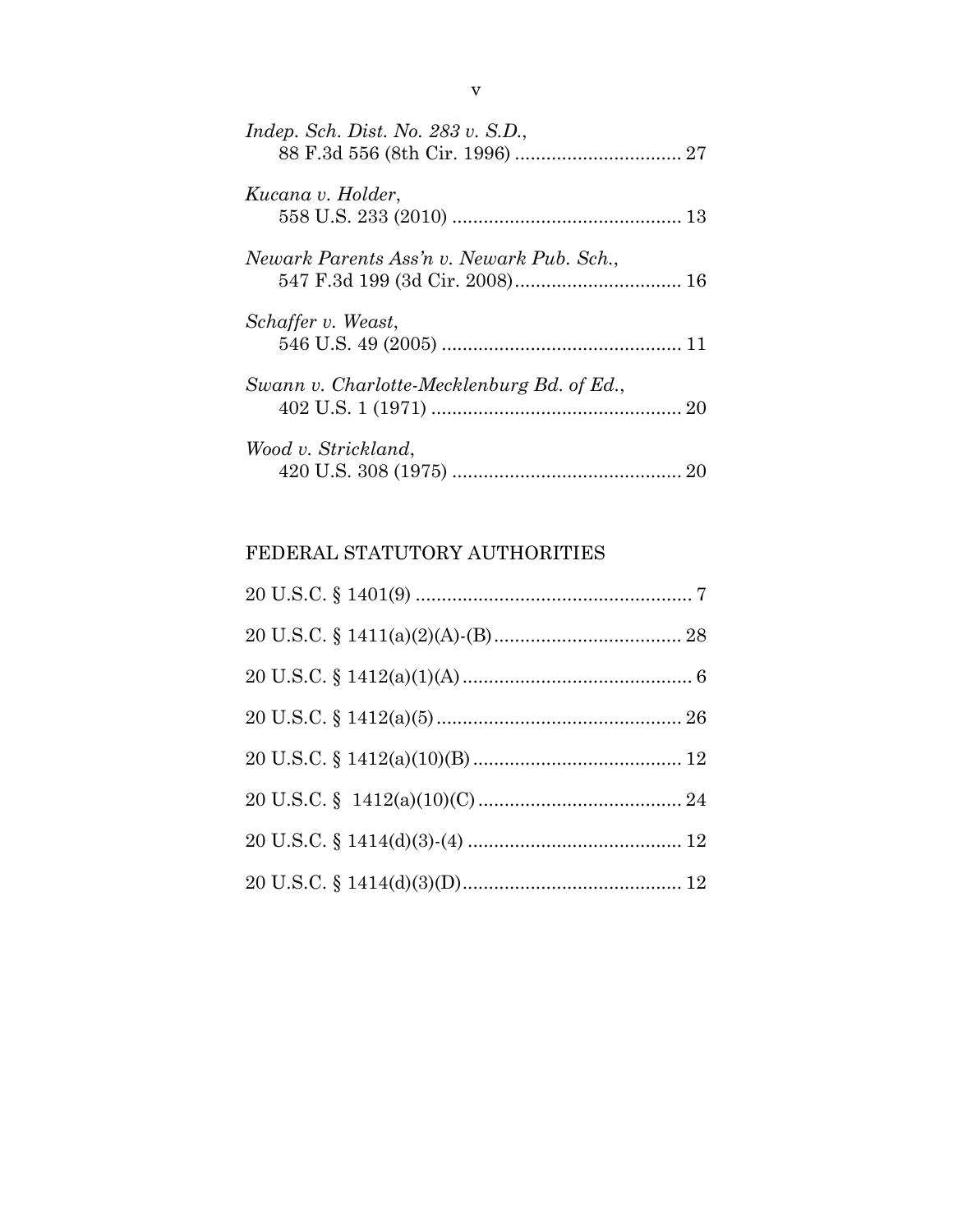*Indep. Sch. Dist. No. 283 v. S.D.*,
88 F.3d 556 (8th Cir. 1996) ................................ 27

*Kucana v. Holder*,
558 U.S. 233 (2010) ............................................ 13

*Newark Parents Ass'n v. Newark Pub. Sch.*,
547 F.3d 199 (3d Cir. 2008)................................ 16

*Schaffer v. Weast*,
546 U.S. 49 (2005) .............................................. 11

*Swann v. Charlotte-Mecklenburg Bd. of Ed.*,
402 U.S. 1 (1971) ................................................ 20

*Wood v. Strickland*,
420 U.S. 308 (1975) ............................................ 20

## FEDERAL STATUTORY AUTHORITIES

20 U.S.C. § 1401(9) ..................................................... 7

20 U.S.C. § 1411(a)(2)(A)-(B) .................................... 28

20 U.S.C. § 1412(a)(1)(A) ............................................ 6

20 U.S.C. § 1412(a)(5) ............................................... 26

20 U.S.C. § 1412(a)(10)(B) ........................................ 12

20 U.S.C. § 1412(a)(10)(C) ....................................... 24

20 U.S.C. § 1414(d)(3)-(4) ......................................... 12

20 U.S.C. § 1414(d)(3)(D) .......................................... 12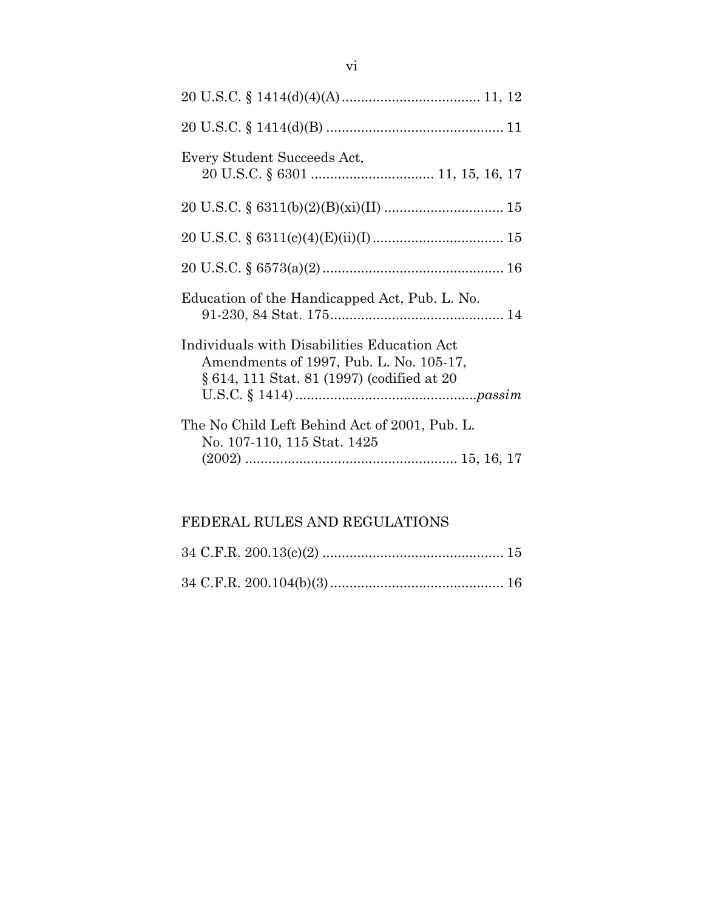20 U.S.C. § 1414(d)(4)(A) .................................... 11, 12

20 U.S.C. § 1414(d)(B) .............................................. 11

Every Student Succeeds Act,
20 U.S.C. § 6301 ................................ 11, 15, 16, 17

20 U.S.C. § 6311(b)(2)(B)(xi)(II) ............................... 15

20 U.S.C. § 6311(c)(4)(E)(ii)(I) .................................. 15

20 U.S.C. § 6573(a)(2) ............................................... 16

Education of the Handicapped Act, Pub. L. No.
91-230, 84 Stat. 175 ............................................. 14

Individuals with Disabilities Education Act
Amendments of 1997, Pub. L. No. 105-17,
§ 614, 111 Stat. 81 (1997) (codified at 20
U.S.C. § 1414) ............................................... *passim*

The No Child Left Behind Act of 2001, Pub. L.
No. 107-110, 115 Stat. 1425
(2002) ....................................................... 15, 16, 17

## FEDERAL RULES AND REGULATIONS

34 C.F.R. 200.13(c)(2) ............................................... 15

34 C.F.R. 200.104(b)(3) ............................................. 16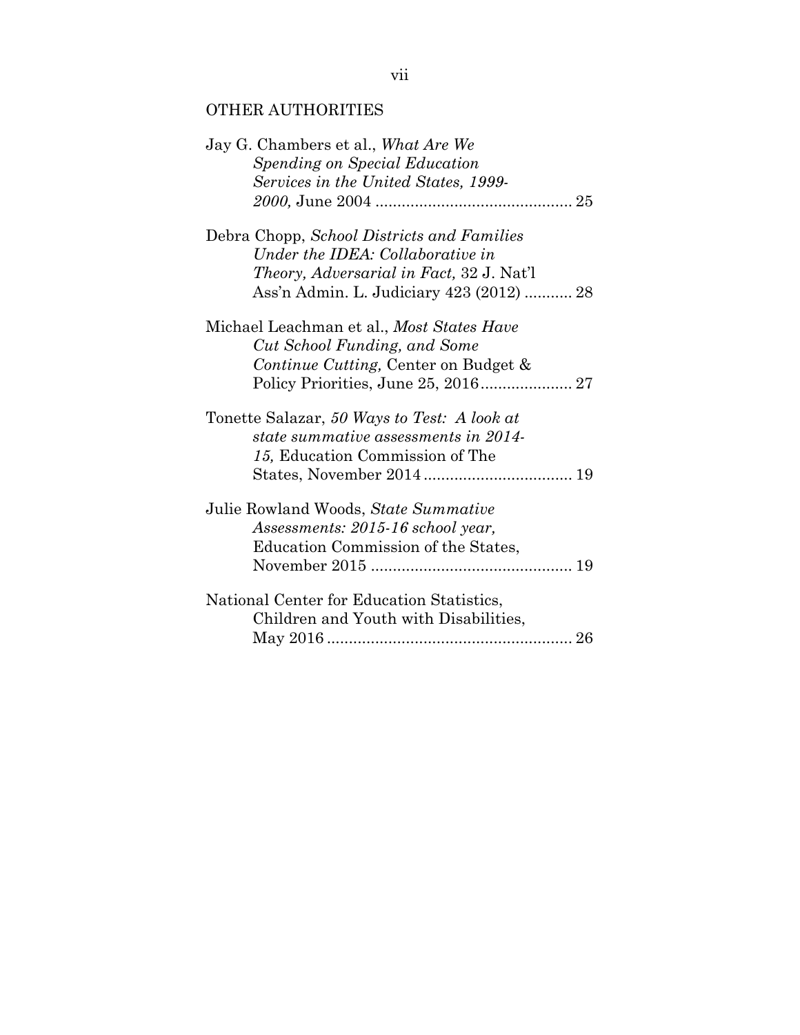## OTHER AUTHORITIES

Jay G. Chambers et al., *What Are We Spending on Special Education Services in the United States, 1999-2000,* June 2004 ............................................ 25

Debra Chopp, *School Districts and Families Under the IDEA: Collaborative in Theory, Adversarial in Fact,* 32 J. Nat'l Ass'n Admin. L. Judiciary 423 (2012) ........... 28

Michael Leachman et al., *Most States Have Cut School Funding, and Some Continue Cutting,* Center on Budget & Policy Priorities, June 25, 2016..................... 27

Tonette Salazar, *50 Ways to Test: A look at state summative assessments in 2014-15,* Education Commission of The States, November 2014.................................. 19

Julie Rowland Woods, *State Summative Assessments: 2015-16 school year,* Education Commission of the States, November 2015 .............................................. 19

National Center for Education Statistics, Children and Youth with Disabilities, May 2016 ........................................................ 26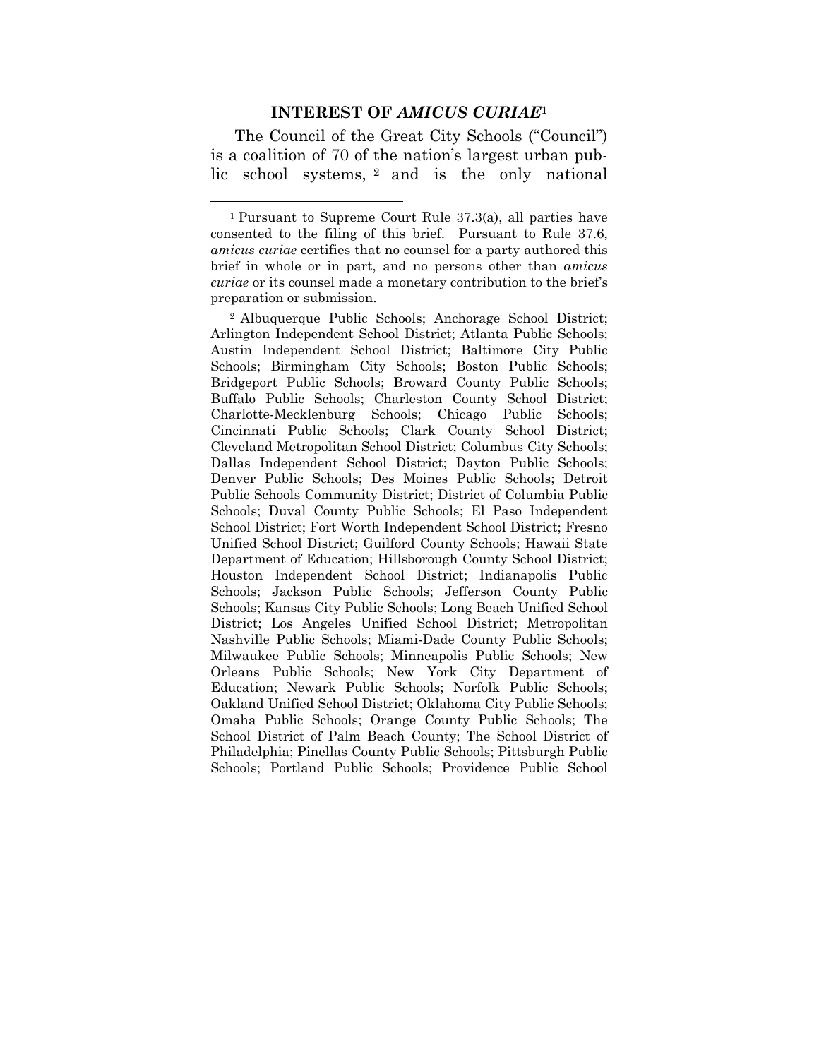## INTEREST OF *AMICUS CURIAE*[1]

The Council of the Great City Schools ("Council") is a coalition of 70 of the nation's largest urban public school systems,[2] and is the only national

---

[1] Pursuant to Supreme Court Rule 37.3(a), all parties have consented to the filing of this brief. Pursuant to Rule 37.6, *amicus curiae* certifies that no counsel for a party authored this brief in whole or in part, and no persons other than *amicus curiae* or its counsel made a monetary contribution to the brief's preparation or submission.

[2] Albuquerque Public Schools; Anchorage School District; Arlington Independent School District; Atlanta Public Schools; Austin Independent School District; Baltimore City Public Schools; Birmingham City Schools; Boston Public Schools; Bridgeport Public Schools; Broward County Public Schools; Buffalo Public Schools; Charleston County School District; Charlotte-Mecklenburg Schools; Chicago Public Schools; Cincinnati Public Schools; Clark County School District; Cleveland Metropolitan School District; Columbus City Schools; Dallas Independent School District; Dayton Public Schools; Denver Public Schools; Des Moines Public Schools; Detroit Public Schools Community District; District of Columbia Public Schools; Duval County Public Schools; El Paso Independent School District; Fort Worth Independent School District; Fresno Unified School District; Guilford County Schools; Hawaii State Department of Education; Hillsborough County School District; Houston Independent School District; Indianapolis Public Schools; Jackson Public Schools; Jefferson County Public Schools; Kansas City Public Schools; Long Beach Unified School District; Los Angeles Unified School District; Metropolitan Nashville Public Schools; Miami-Dade County Public Schools; Milwaukee Public Schools; Minneapolis Public Schools; New Orleans Public Schools; New York City Department of Education; Newark Public Schools; Norfolk Public Schools; Oakland Unified School District; Oklahoma City Public Schools; Omaha Public Schools; Orange County Public Schools; The School District of Palm Beach County; The School District of Philadelphia; Pinellas County Public Schools; Pittsburgh Public Schools; Portland Public Schools; Providence Public School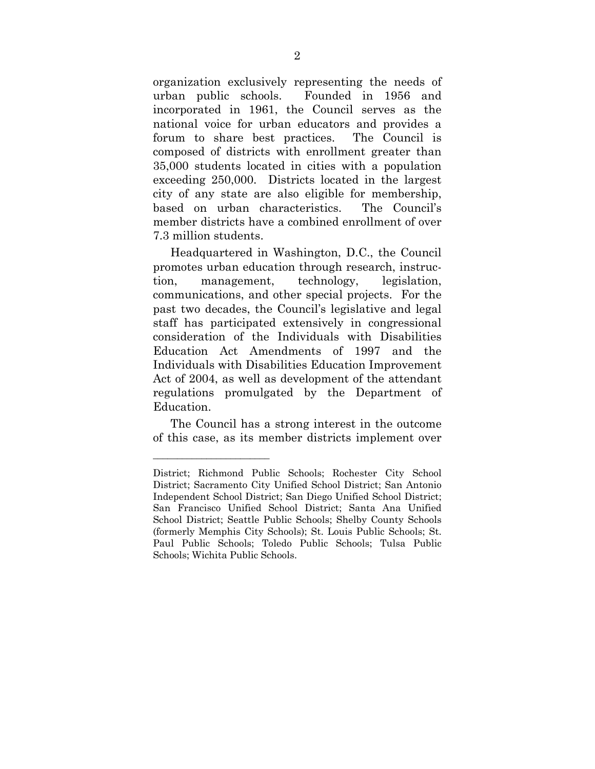organization exclusively representing the needs of urban public schools. Founded in 1956 and incorporated in 1961, the Council serves as the national voice for urban educators and provides a forum to share best practices. The Council is composed of districts with enrollment greater than 35,000 students located in cities with a population exceeding 250,000. Districts located in the largest city of any state are also eligible for membership, based on urban characteristics. The Council's member districts have a combined enrollment of over 7.3 million students.

Headquartered in Washington, D.C., the Council promotes urban education through research, instruction, management, technology, legislation, communications, and other special projects. For the past two decades, the Council's legislative and legal staff has participated extensively in congressional consideration of the Individuals with Disabilities Education Act Amendments of 1997 and the Individuals with Disabilities Education Improvement Act of 2004, as well as development of the attendant regulations promulgated by the Department of Education.

The Council has a strong interest in the outcome of this case, as its member districts implement over

---

District; Richmond Public Schools; Rochester City School District; Sacramento City Unified School District; San Antonio Independent School District; San Diego Unified School District; San Francisco Unified School District; Santa Ana Unified School District; Seattle Public Schools; Shelby County Schools (formerly Memphis City Schools); St. Louis Public Schools; St. Paul Public Schools; Toledo Public Schools; Tulsa Public Schools; Wichita Public Schools.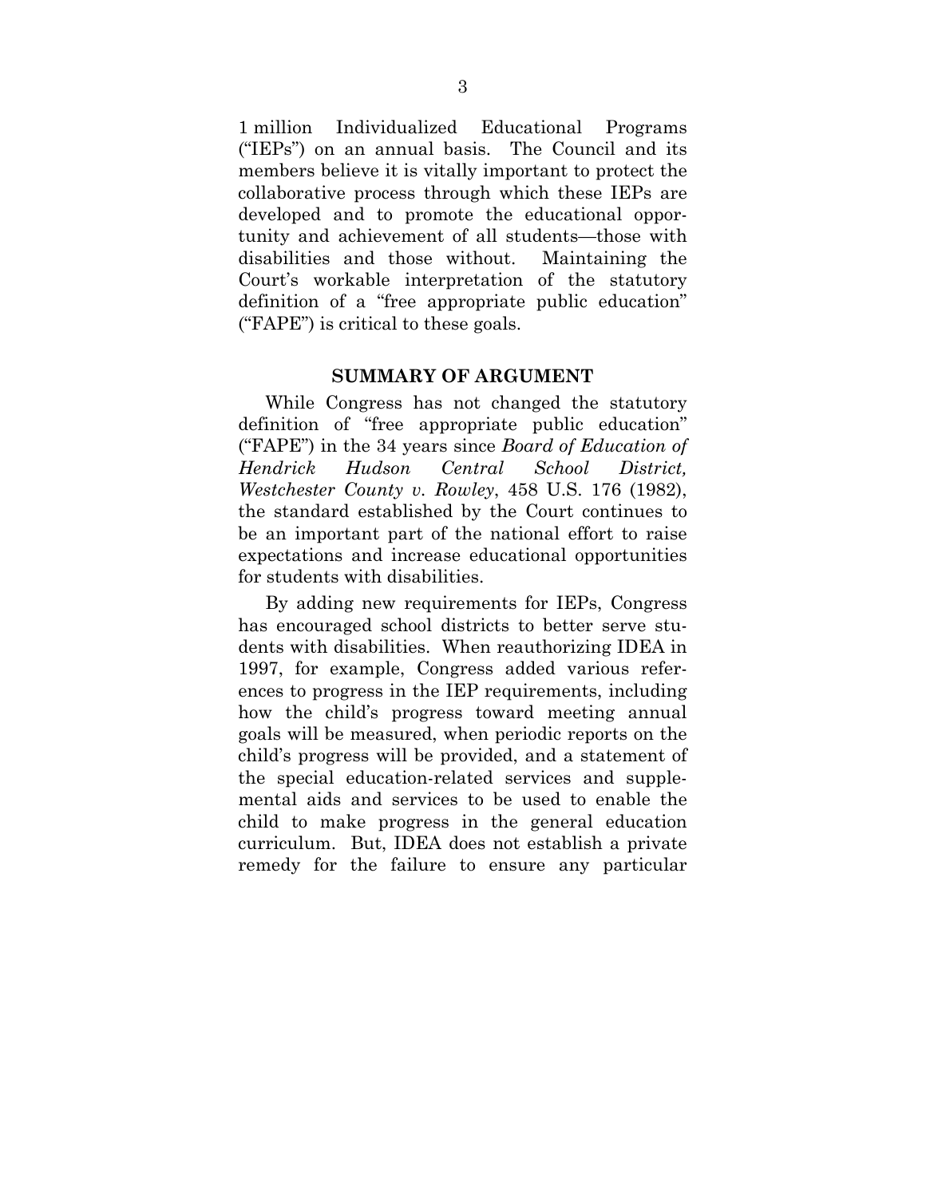1 million Individualized Educational Programs ("IEPs") on an annual basis. The Council and its members believe it is vitally important to protect the collaborative process through which these IEPs are developed and to promote the educational opportunity and achievement of all students—those with disabilities and those without. Maintaining the Court's workable interpretation of the statutory definition of a "free appropriate public education" ("FAPE") is critical to these goals.

## SUMMARY OF ARGUMENT

While Congress has not changed the statutory definition of "free appropriate public education" ("FAPE") in the 34 years since *Board of Education of Hendrick Hudson Central School District, Westchester County v. Rowley*, 458 U.S. 176 (1982), the standard established by the Court continues to be an important part of the national effort to raise expectations and increase educational opportunities for students with disabilities.

By adding new requirements for IEPs, Congress has encouraged school districts to better serve students with disabilities. When reauthorizing IDEA in 1997, for example, Congress added various references to progress in the IEP requirements, including how the child's progress toward meeting annual goals will be measured, when periodic reports on the child's progress will be provided, and a statement of the special education-related services and supplemental aids and services to be used to enable the child to make progress in the general education curriculum. But, IDEA does not establish a private remedy for the failure to ensure any particular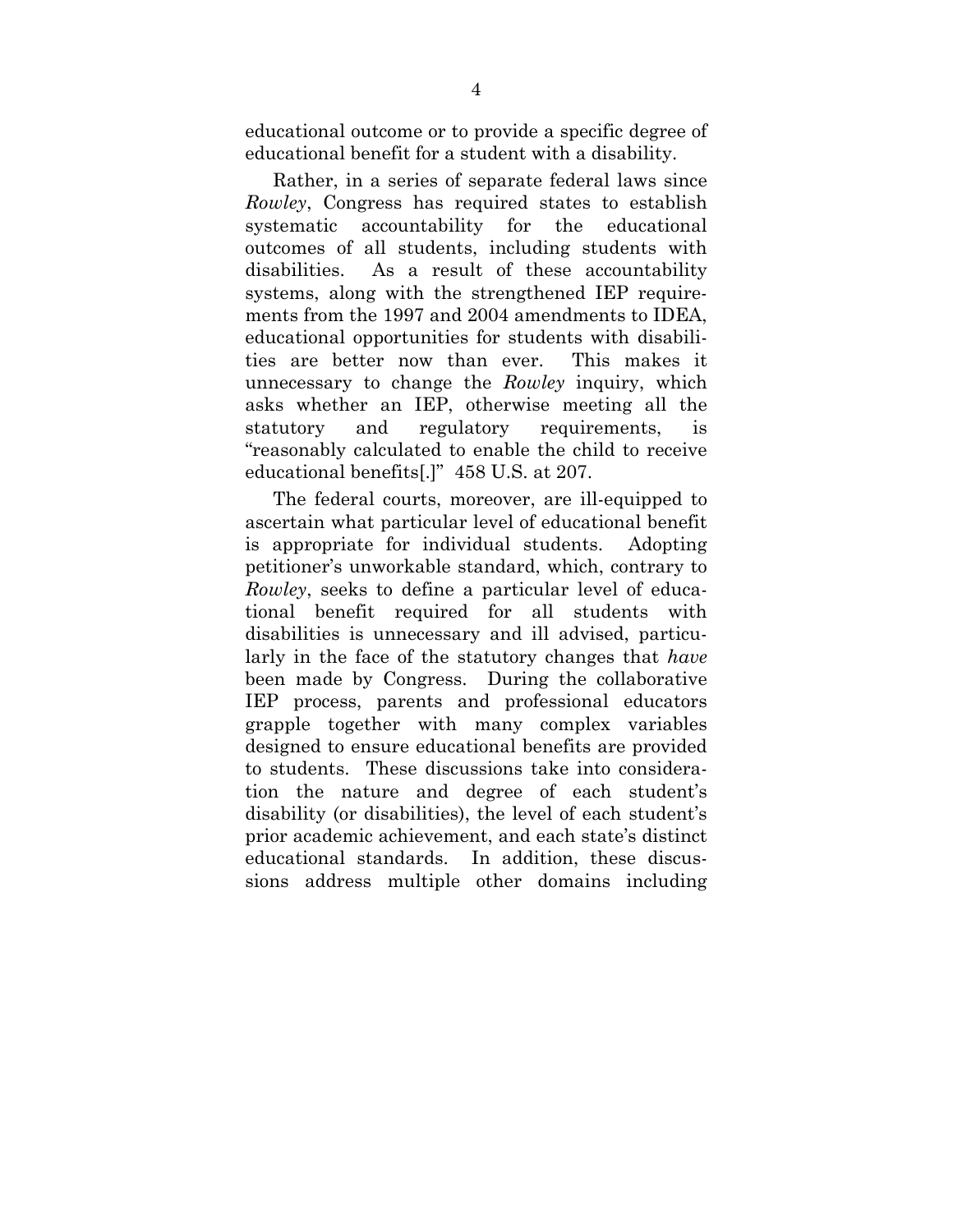educational outcome or to provide a specific degree of educational benefit for a student with a disability.

Rather, in a series of separate federal laws since *Rowley*, Congress has required states to establish systematic accountability for the educational outcomes of all students, including students with disabilities. As a result of these accountability systems, along with the strengthened IEP requirements from the 1997 and 2004 amendments to IDEA, educational opportunities for students with disabilities are better now than ever. This makes it unnecessary to change the *Rowley* inquiry, which asks whether an IEP, otherwise meeting all the statutory and regulatory requirements, is "reasonably calculated to enable the child to receive educational benefits[.]" 458 U.S. at 207.

The federal courts, moreover, are ill-equipped to ascertain what particular level of educational benefit is appropriate for individual students. Adopting petitioner's unworkable standard, which, contrary to *Rowley*, seeks to define a particular level of educational benefit required for all students with disabilities is unnecessary and ill advised, particularly in the face of the statutory changes that *have* been made by Congress. During the collaborative IEP process, parents and professional educators grapple together with many complex variables designed to ensure educational benefits are provided to students. These discussions take into consideration the nature and degree of each student's disability (or disabilities), the level of each student's prior academic achievement, and each state's distinct educational standards. In addition, these discussions address multiple other domains including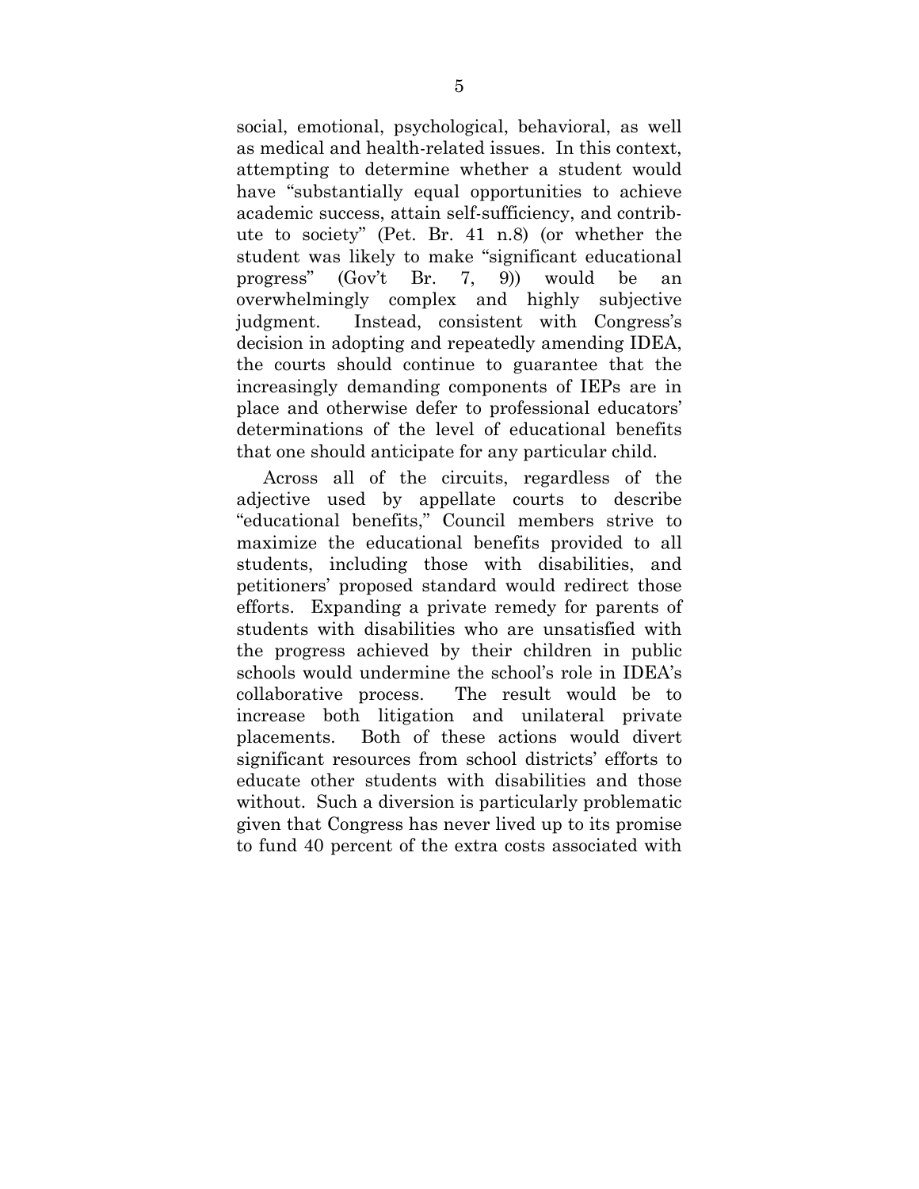social, emotional, psychological, behavioral, as well as medical and health-related issues. In this context, attempting to determine whether a student would have "substantially equal opportunities to achieve academic success, attain self-sufficiency, and contribute to society" (Pet. Br. 41 n.8) (or whether the student was likely to make "significant educational progress" (Gov't Br. 7, 9)) would be an overwhelmingly complex and highly subjective judgment. Instead, consistent with Congress's decision in adopting and repeatedly amending IDEA, the courts should continue to guarantee that the increasingly demanding components of IEPs are in place and otherwise defer to professional educators' determinations of the level of educational benefits that one should anticipate for any particular child.

Across all of the circuits, regardless of the adjective used by appellate courts to describe "educational benefits," Council members strive to maximize the educational benefits provided to all students, including those with disabilities, and petitioners' proposed standard would redirect those efforts. Expanding a private remedy for parents of students with disabilities who are unsatisfied with the progress achieved by their children in public schools would undermine the school's role in IDEA's collaborative process. The result would be to increase both litigation and unilateral private placements. Both of these actions would divert significant resources from school districts' efforts to educate other students with disabilities and those without. Such a diversion is particularly problematic given that Congress has never lived up to its promise to fund 40 percent of the extra costs associated with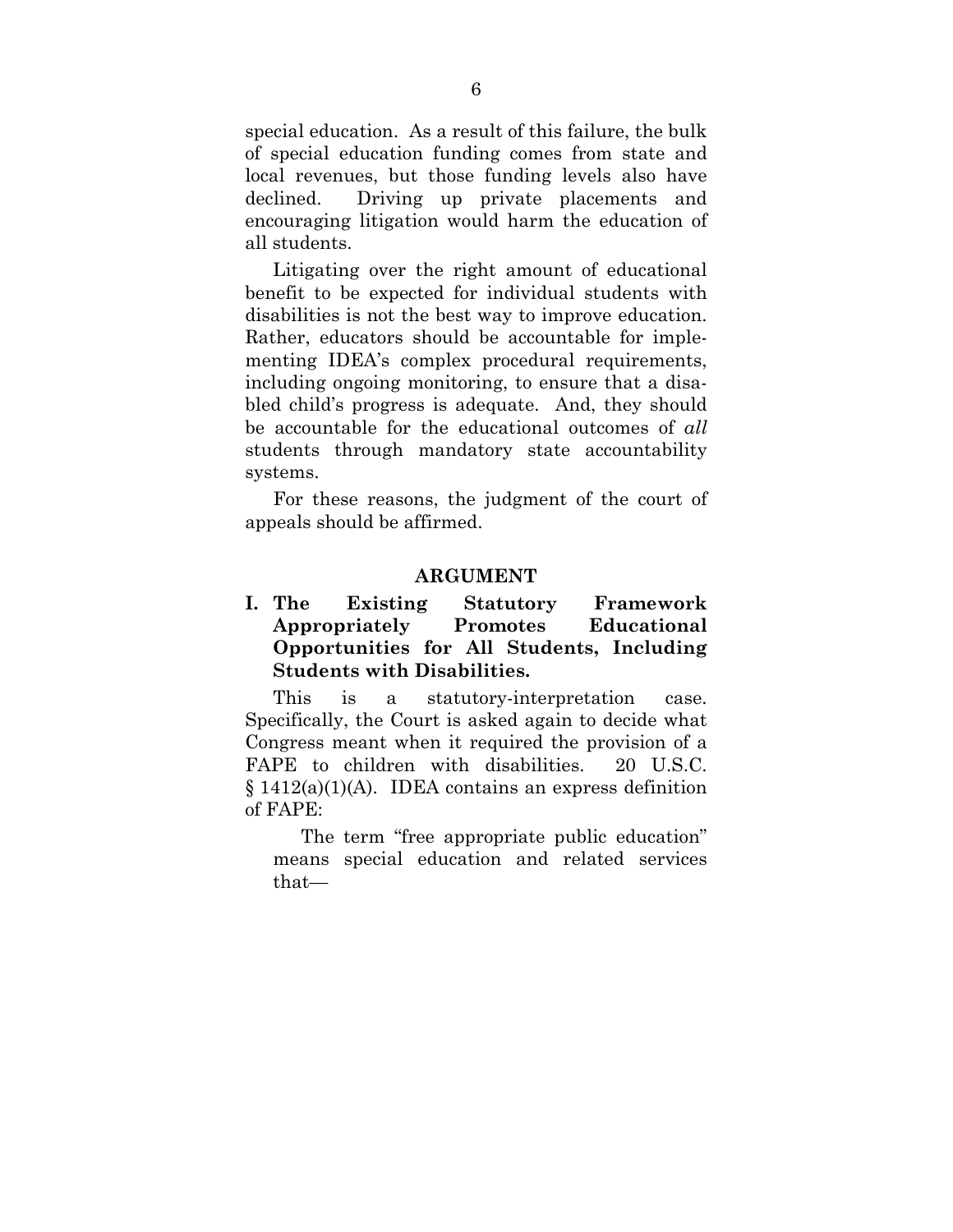special education. As a result of this failure, the bulk of special education funding comes from state and local revenues, but those funding levels also have declined. Driving up private placements and encouraging litigation would harm the education of all students.

Litigating over the right amount of educational benefit to be expected for individual students with disabilities is not the best way to improve education. Rather, educators should be accountable for implementing IDEA's complex procedural requirements, including ongoing monitoring, to ensure that a disabled child's progress is adequate. And, they should be accountable for the educational outcomes of *all* students through mandatory state accountability systems.

For these reasons, the judgment of the court of appeals should be affirmed.

## ARGUMENT

### I. The Existing Statutory Framework Appropriately Promotes Educational Opportunities for All Students, Including Students with Disabilities.

This is a statutory-interpretation case. Specifically, the Court is asked again to decide what Congress meant when it required the provision of a FAPE to children with disabilities. 20 U.S.C. § 1412(a)(1)(A). IDEA contains an express definition of FAPE:

> The term "free appropriate public education" means special education and related services that—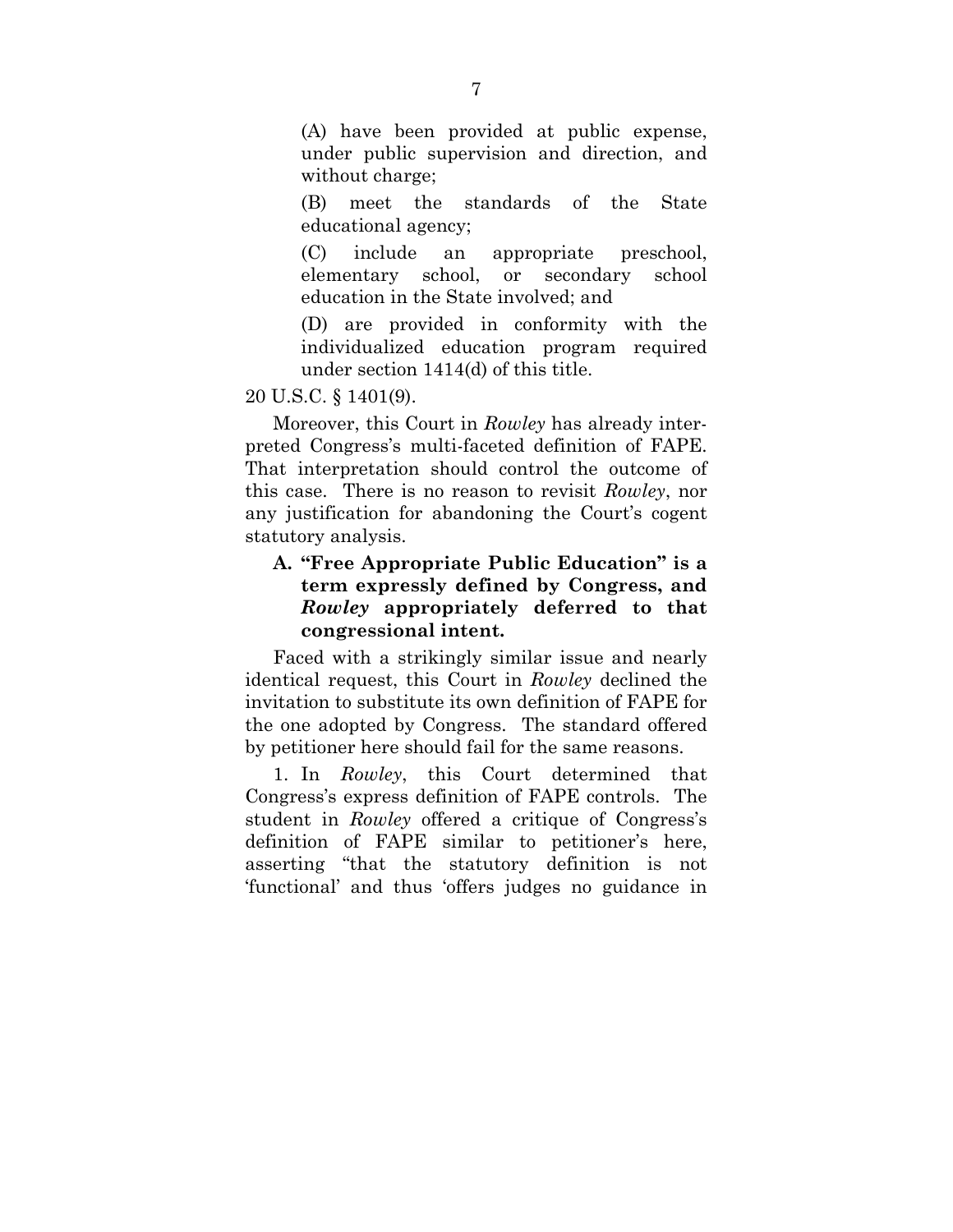> (A) have been provided at public expense, under public supervision and direction, and without charge;
>
> (B) meet the standards of the State educational agency;
>
> (C) include an appropriate preschool, elementary school, or secondary school education in the State involved; and
>
> (D) are provided in conformity with the individualized education program required under section 1414(d) of this title.

20 U.S.C. § 1401(9).

Moreover, this Court in *Rowley* has already interpreted Congress's multi-faceted definition of FAPE. That interpretation should control the outcome of this case. There is no reason to revisit *Rowley*, nor any justification for abandoning the Court's cogent statutory analysis.

### A. "Free Appropriate Public Education" is a term expressly defined by Congress, and *Rowley* appropriately deferred to that congressional intent.

Faced with a strikingly similar issue and nearly identical request, this Court in *Rowley* declined the invitation to substitute its own definition of FAPE for the one adopted by Congress. The standard offered by petitioner here should fail for the same reasons.

1. In *Rowley*, this Court determined that Congress's express definition of FAPE controls. The student in *Rowley* offered a critique of Congress's definition of FAPE similar to petitioner's here, asserting "that the statutory definition is not 'functional' and thus 'offers judges no guidance in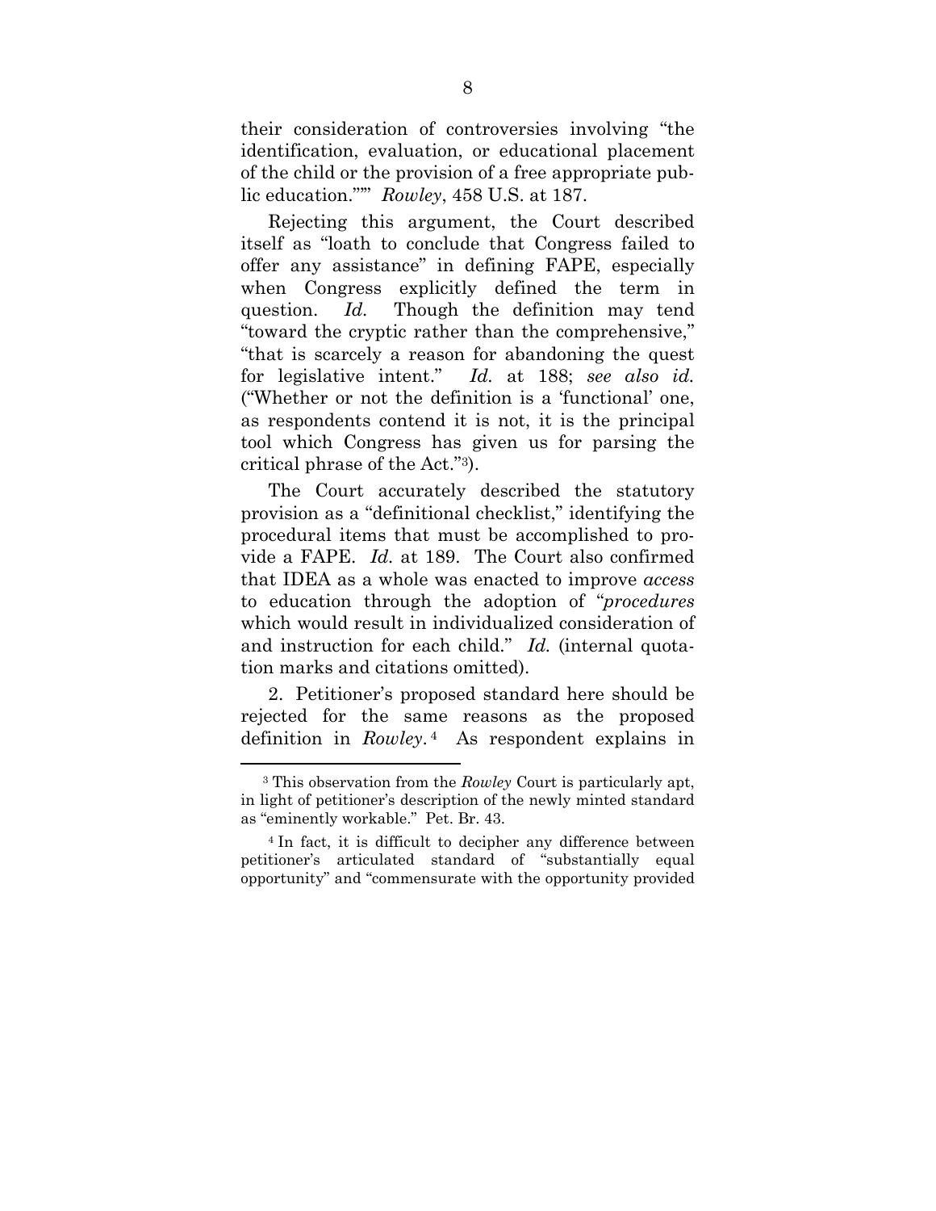their consideration of controversies involving "the identification, evaluation, or educational placement of the child or the provision of a free appropriate public education."'" *Rowley*, 458 U.S. at 187.

Rejecting this argument, the Court described itself as "loath to conclude that Congress failed to offer any assistance" in defining FAPE, especially when Congress explicitly defined the term in question. *Id.* Though the definition may tend "toward the cryptic rather than the comprehensive," "that is scarcely a reason for abandoning the quest for legislative intent." *Id.* at 188; *see also id.* ("Whether or not the definition is a 'functional' one, as respondents contend it is not, it is the principal tool which Congress has given us for parsing the critical phrase of the Act."[3]).

The Court accurately described the statutory provision as a "definitional checklist," identifying the procedural items that must be accomplished to provide a FAPE. *Id.* at 189. The Court also confirmed that IDEA as a whole was enacted to improve *access* to education through the adoption of "*procedures* which would result in individualized consideration of and instruction for each child." *Id.* (internal quotation marks and citations omitted).

2. Petitioner's proposed standard here should be rejected for the same reasons as the proposed definition in *Rowley*.[4] As respondent explains in

[3] This observation from the *Rowley* Court is particularly apt, in light of petitioner's description of the newly minted standard as "eminently workable." Pet. Br. 43.

[4] In fact, it is difficult to decipher any difference between petitioner's articulated standard of "substantially equal opportunity" and "commensurate with the opportunity provided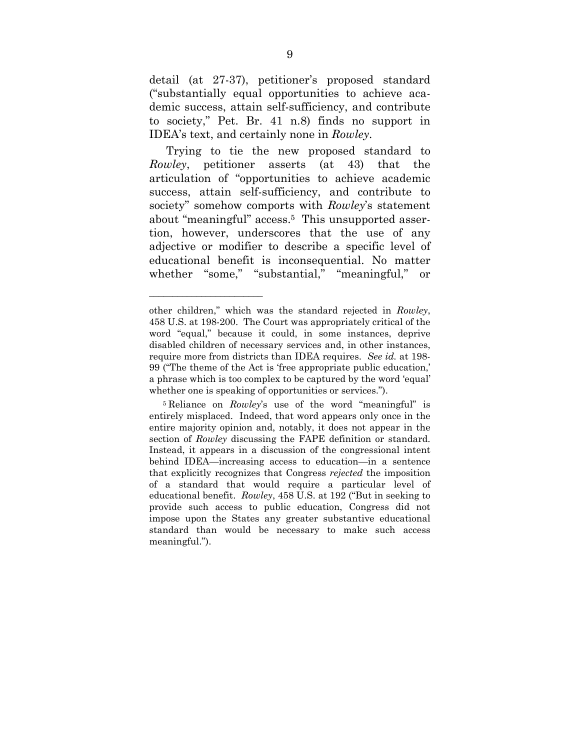detail (at 27-37), petitioner's proposed standard ("substantially equal opportunities to achieve academic success, attain self-sufficiency, and contribute to society," Pet. Br. 41 n.8) finds no support in IDEA's text, and certainly none in *Rowley*.

Trying to tie the new proposed standard to *Rowley*, petitioner asserts (at 43) that the articulation of "opportunities to achieve academic success, attain self-sufficiency, and contribute to society" somehow comports with *Rowley*'s statement about "meaningful" access.[5] This unsupported assertion, however, underscores that the use of any adjective or modifier to describe a specific level of educational benefit is inconsequential. No matter whether "some," "substantial," "meaningful," or

---

other children," which was the standard rejected in *Rowley*, 458 U.S. at 198-200. The Court was appropriately critical of the word "equal," because it could, in some instances, deprive disabled children of necessary services and, in other instances, require more from districts than IDEA requires. *See id.* at 198-99 ("The theme of the Act is 'free appropriate public education,' a phrase which is too complex to be captured by the word 'equal' whether one is speaking of opportunities or services.").

[5] Reliance on *Rowley*'s use of the word "meaningful" is entirely misplaced. Indeed, that word appears only once in the entire majority opinion and, notably, it does not appear in the section of *Rowley* discussing the FAPE definition or standard. Instead, it appears in a discussion of the congressional intent behind IDEA—increasing access to education—in a sentence that explicitly recognizes that Congress *rejected* the imposition of a standard that would require a particular level of educational benefit. *Rowley*, 458 U.S. at 192 ("But in seeking to provide such access to public education, Congress did not impose upon the States any greater substantive educational standard than would be necessary to make such access meaningful.").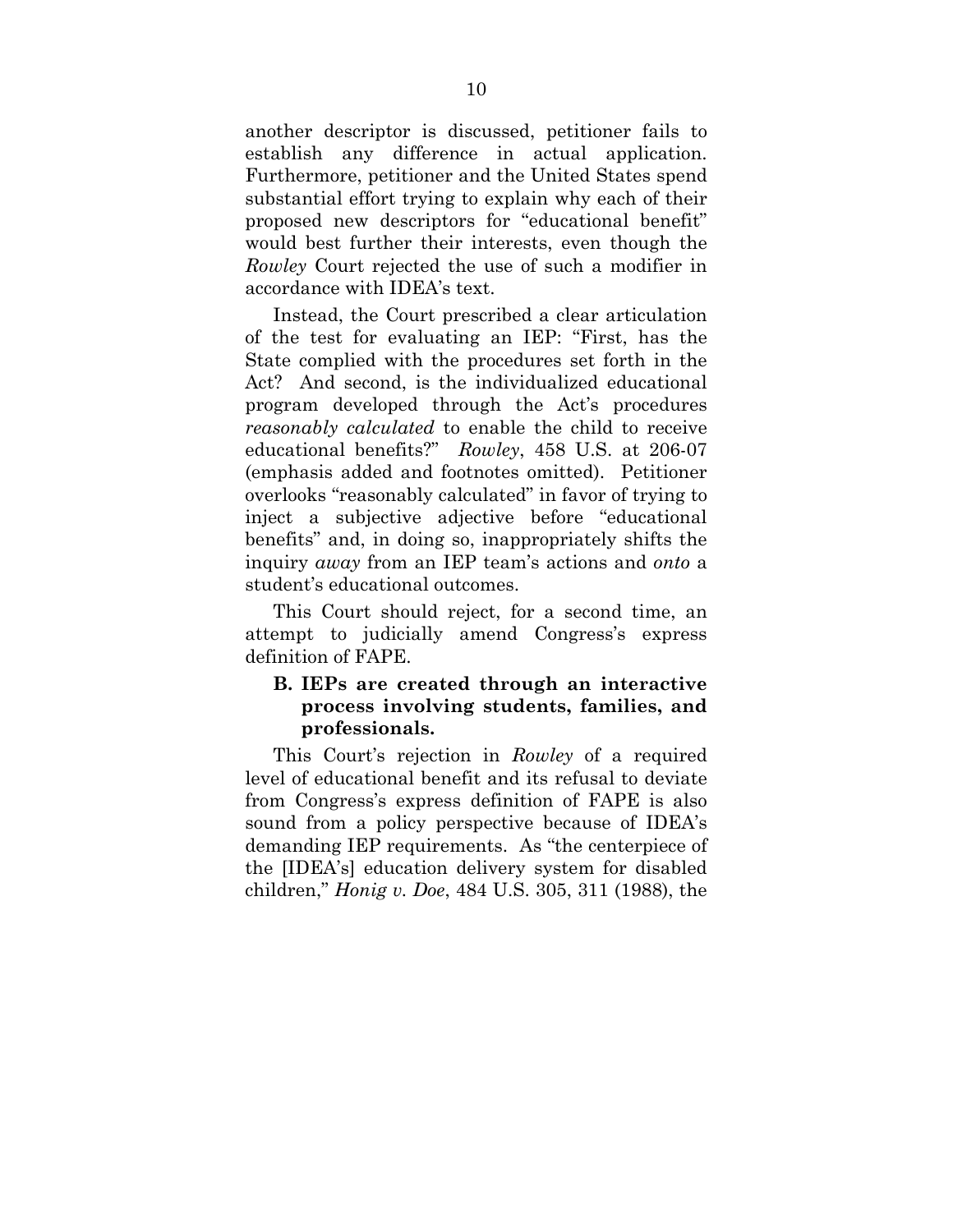another descriptor is discussed, petitioner fails to establish any difference in actual application. Furthermore, petitioner and the United States spend substantial effort trying to explain why each of their proposed new descriptors for "educational benefit" would best further their interests, even though the *Rowley* Court rejected the use of such a modifier in accordance with IDEA's text.

Instead, the Court prescribed a clear articulation of the test for evaluating an IEP: "First, has the State complied with the procedures set forth in the Act? And second, is the individualized educational program developed through the Act's procedures *reasonably calculated* to enable the child to receive educational benefits?" *Rowley*, 458 U.S. at 206-07 (emphasis added and footnotes omitted). Petitioner overlooks "reasonably calculated" in favor of trying to inject a subjective adjective before "educational benefits" and, in doing so, inappropriately shifts the inquiry *away* from an IEP team's actions and *onto* a student's educational outcomes.

This Court should reject, for a second time, an attempt to judicially amend Congress's express definition of FAPE.

### B. IEPs are created through an interactive process involving students, families, and professionals.

This Court's rejection in *Rowley* of a required level of educational benefit and its refusal to deviate from Congress's express definition of FAPE is also sound from a policy perspective because of IDEA's demanding IEP requirements. As "the centerpiece of the [IDEA's] education delivery system for disabled children," *Honig v. Doe*, 484 U.S. 305, 311 (1988), the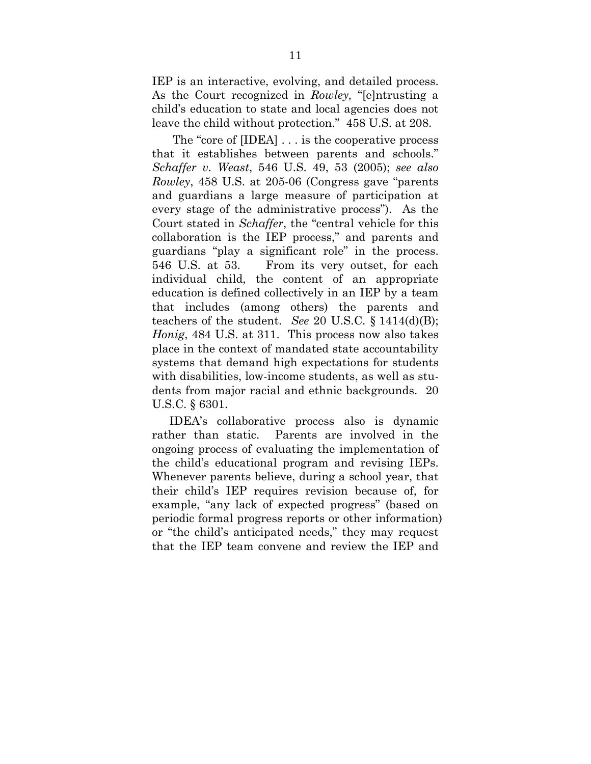IEP is an interactive, evolving, and detailed process. As the Court recognized in *Rowley,* "[e]ntrusting a child's education to state and local agencies does not leave the child without protection." 458 U.S. at 208.

The "core of [IDEA] . . . is the cooperative process that it establishes between parents and schools." *Schaffer v. Weast*, 546 U.S. 49, 53 (2005); *see also Rowley*, 458 U.S. at 205-06 (Congress gave "parents and guardians a large measure of participation at every stage of the administrative process"). As the Court stated in *Schaffer*, the "central vehicle for this collaboration is the IEP process," and parents and guardians "play a significant role" in the process. 546 U.S. at 53. From its very outset, for each individual child, the content of an appropriate education is defined collectively in an IEP by a team that includes (among others) the parents and teachers of the student. *See* 20 U.S.C. § 1414(d)(B); *Honig*, 484 U.S. at 311. This process now also takes place in the context of mandated state accountability systems that demand high expectations for students with disabilities, low-income students, as well as students from major racial and ethnic backgrounds. 20 U.S.C. § 6301.

IDEA's collaborative process also is dynamic rather than static. Parents are involved in the ongoing process of evaluating the implementation of the child's educational program and revising IEPs. Whenever parents believe, during a school year, that their child's IEP requires revision because of, for example, "any lack of expected progress" (based on periodic formal progress reports or other information) or "the child's anticipated needs," they may request that the IEP team convene and review the IEP and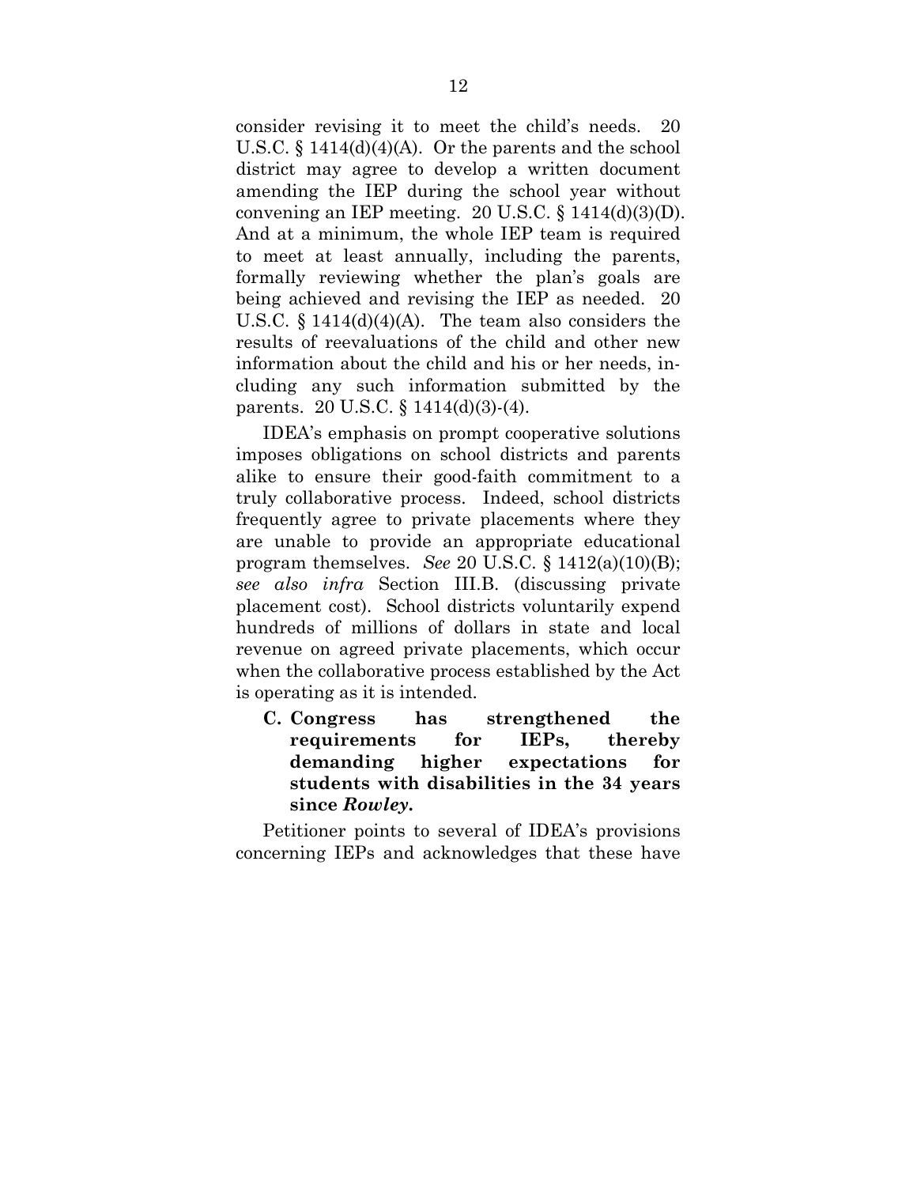consider revising it to meet the child's needs. 20 U.S.C. § 1414(d)(4)(A). Or the parents and the school district may agree to develop a written document amending the IEP during the school year without convening an IEP meeting. 20 U.S.C. § 1414(d)(3)(D). And at a minimum, the whole IEP team is required to meet at least annually, including the parents, formally reviewing whether the plan's goals are being achieved and revising the IEP as needed. 20 U.S.C. § 1414(d)(4)(A). The team also considers the results of reevaluations of the child and other new information about the child and his or her needs, including any such information submitted by the parents. 20 U.S.C. § 1414(d)(3)-(4).

IDEA's emphasis on prompt cooperative solutions imposes obligations on school districts and parents alike to ensure their good-faith commitment to a truly collaborative process. Indeed, school districts frequently agree to private placements where they are unable to provide an appropriate educational program themselves. *See* 20 U.S.C. § 1412(a)(10)(B); *see also infra* Section III.B. (discussing private placement cost). School districts voluntarily expend hundreds of millions of dollars in state and local revenue on agreed private placements, which occur when the collaborative process established by the Act is operating as it is intended.

### C. Congress has strengthened the requirements for IEPs, thereby demanding higher expectations for students with disabilities in the 34 years since *Rowley.*

Petitioner points to several of IDEA's provisions concerning IEPs and acknowledges that these have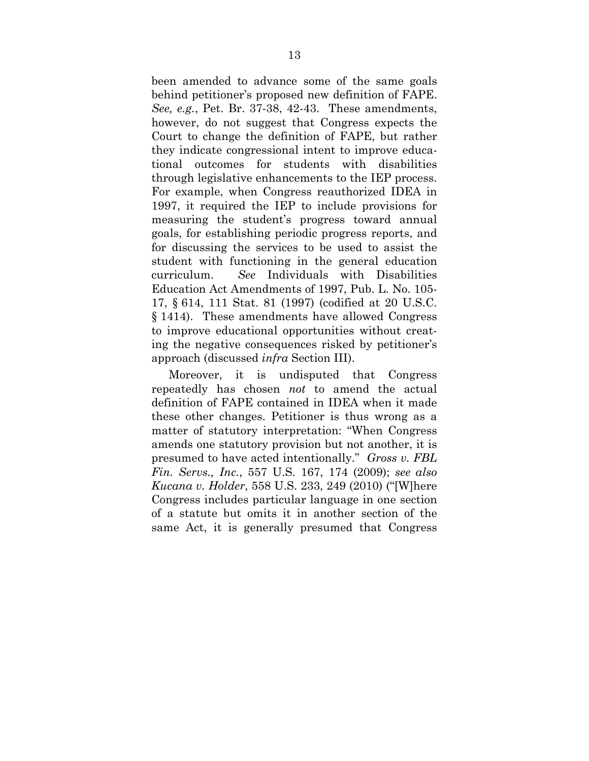been amended to advance some of the same goals behind petitioner's proposed new definition of FAPE. *See, e.g.*, Pet. Br. 37-38, 42-43. These amendments, however, do not suggest that Congress expects the Court to change the definition of FAPE, but rather they indicate congressional intent to improve educational outcomes for students with disabilities through legislative enhancements to the IEP process. For example, when Congress reauthorized IDEA in 1997, it required the IEP to include provisions for measuring the student's progress toward annual goals, for establishing periodic progress reports, and for discussing the services to be used to assist the student with functioning in the general education curriculum. *See* Individuals with Disabilities Education Act Amendments of 1997, Pub. L. No. 105-17, § 614, 111 Stat. 81 (1997) (codified at 20 U.S.C. § 1414). These amendments have allowed Congress to improve educational opportunities without creating the negative consequences risked by petitioner's approach (discussed *infra* Section III).

Moreover, it is undisputed that Congress repeatedly has chosen *not* to amend the actual definition of FAPE contained in IDEA when it made these other changes. Petitioner is thus wrong as a matter of statutory interpretation: "When Congress amends one statutory provision but not another, it is presumed to have acted intentionally." *Gross v. FBL Fin. Servs., Inc.*, 557 U.S. 167, 174 (2009); *see also Kucana v. Holder*, 558 U.S. 233, 249 (2010) ("[W]here Congress includes particular language in one section of a statute but omits it in another section of the same Act, it is generally presumed that Congress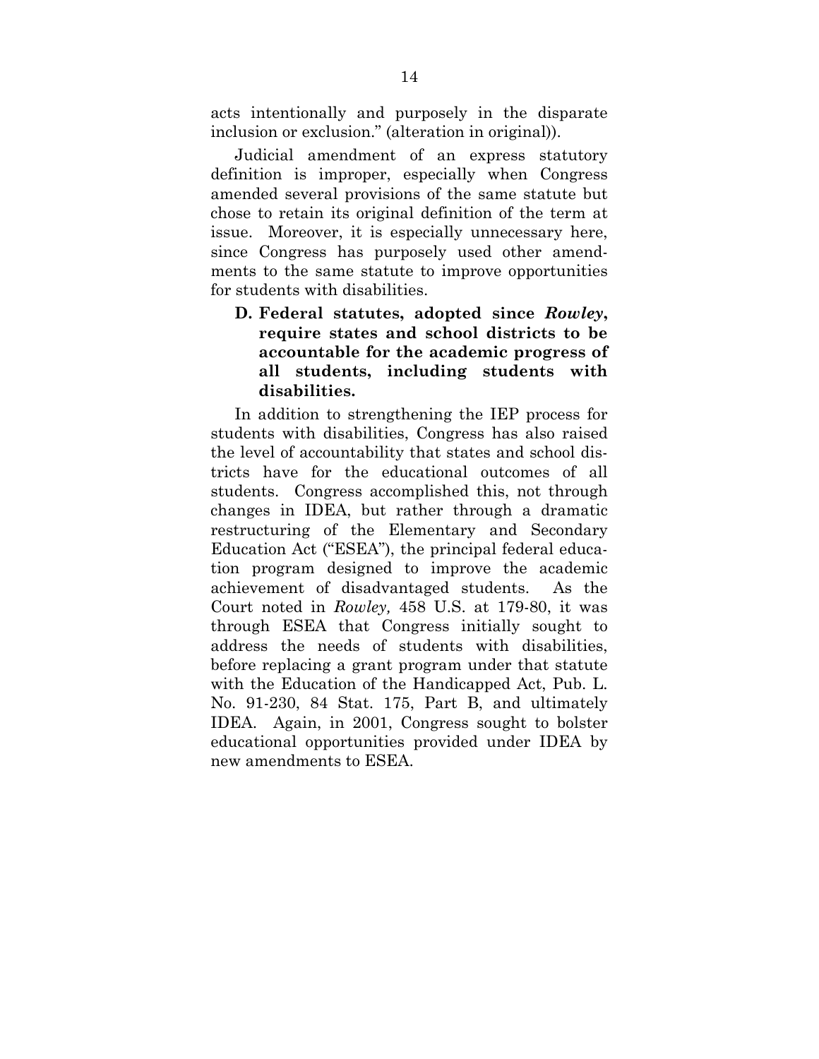acts intentionally and purposely in the disparate inclusion or exclusion." (alteration in original)).

Judicial amendment of an express statutory definition is improper, especially when Congress amended several provisions of the same statute but chose to retain its original definition of the term at issue. Moreover, it is especially unnecessary here, since Congress has purposely used other amendments to the same statute to improve opportunities for students with disabilities.

### D. Federal statutes, adopted since *Rowley*, require states and school districts to be accountable for the academic progress of all students, including students with disabilities.

In addition to strengthening the IEP process for students with disabilities, Congress has also raised the level of accountability that states and school districts have for the educational outcomes of all students. Congress accomplished this, not through changes in IDEA, but rather through a dramatic restructuring of the Elementary and Secondary Education Act ("ESEA"), the principal federal education program designed to improve the academic achievement of disadvantaged students. As the Court noted in *Rowley,* 458 U.S. at 179-80, it was through ESEA that Congress initially sought to address the needs of students with disabilities, before replacing a grant program under that statute with the Education of the Handicapped Act, Pub. L. No. 91-230, 84 Stat. 175, Part B, and ultimately IDEA. Again, in 2001, Congress sought to bolster educational opportunities provided under IDEA by new amendments to ESEA.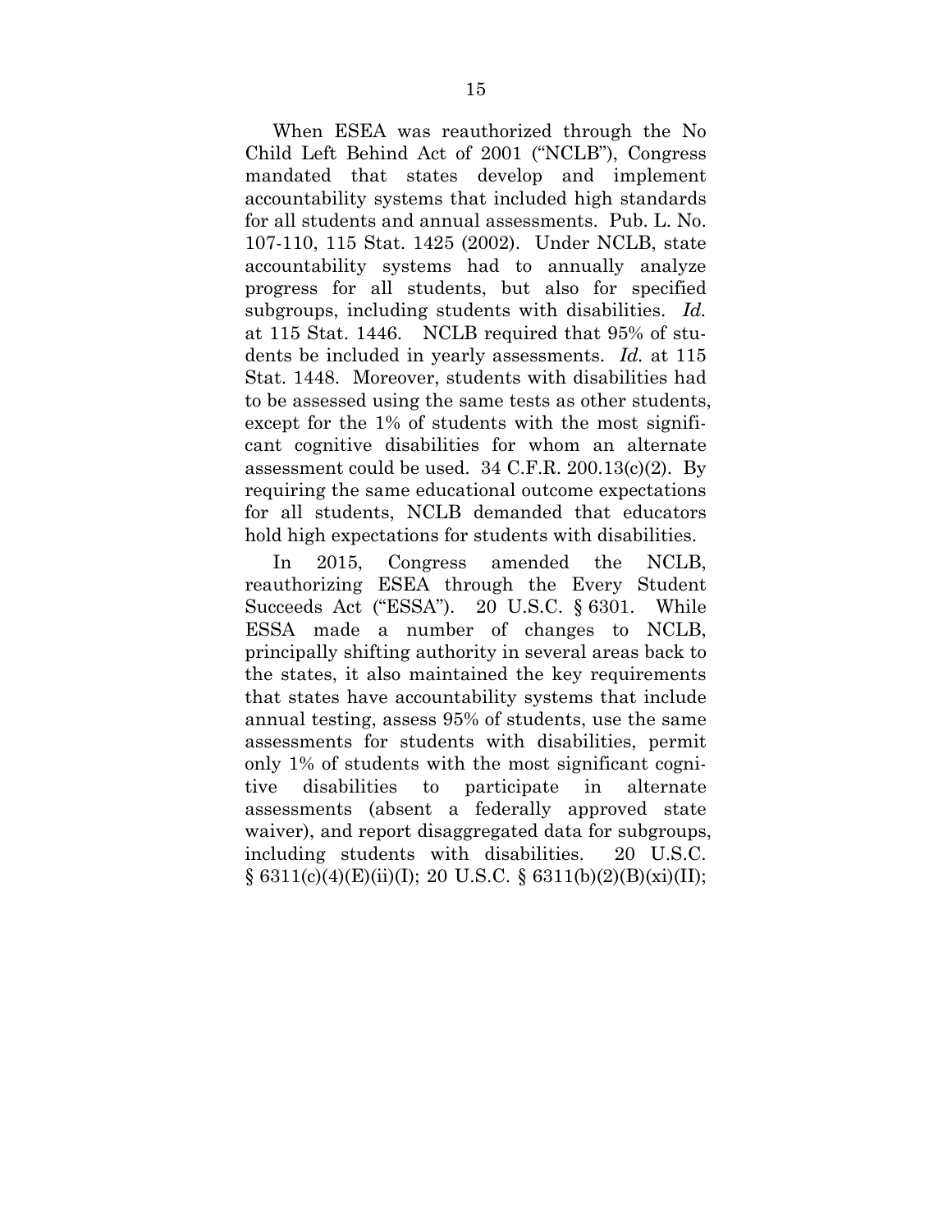When ESEA was reauthorized through the No Child Left Behind Act of 2001 ("NCLB"), Congress mandated that states develop and implement accountability systems that included high standards for all students and annual assessments. Pub. L. No. 107-110, 115 Stat. 1425 (2002). Under NCLB, state accountability systems had to annually analyze progress for all students, but also for specified subgroups, including students with disabilities. *Id.* at 115 Stat. 1446. NCLB required that 95% of students be included in yearly assessments. *Id.* at 115 Stat. 1448. Moreover, students with disabilities had to be assessed using the same tests as other students, except for the 1% of students with the most significant cognitive disabilities for whom an alternate assessment could be used. 34 C.F.R. 200.13(c)(2). By requiring the same educational outcome expectations for all students, NCLB demanded that educators hold high expectations for students with disabilities.

In 2015, Congress amended the NCLB, reauthorizing ESEA through the Every Student Succeeds Act ("ESSA"). 20 U.S.C. § 6301. While ESSA made a number of changes to NCLB, principally shifting authority in several areas back to the states, it also maintained the key requirements that states have accountability systems that include annual testing, assess 95% of students, use the same assessments for students with disabilities, permit only 1% of students with the most significant cognitive disabilities to participate in alternate assessments (absent a federally approved state waiver), and report disaggregated data for subgroups, including students with disabilities. 20 U.S.C. § 6311(c)(4)(E)(ii)(I); 20 U.S.C. § 6311(b)(2)(B)(xi)(II);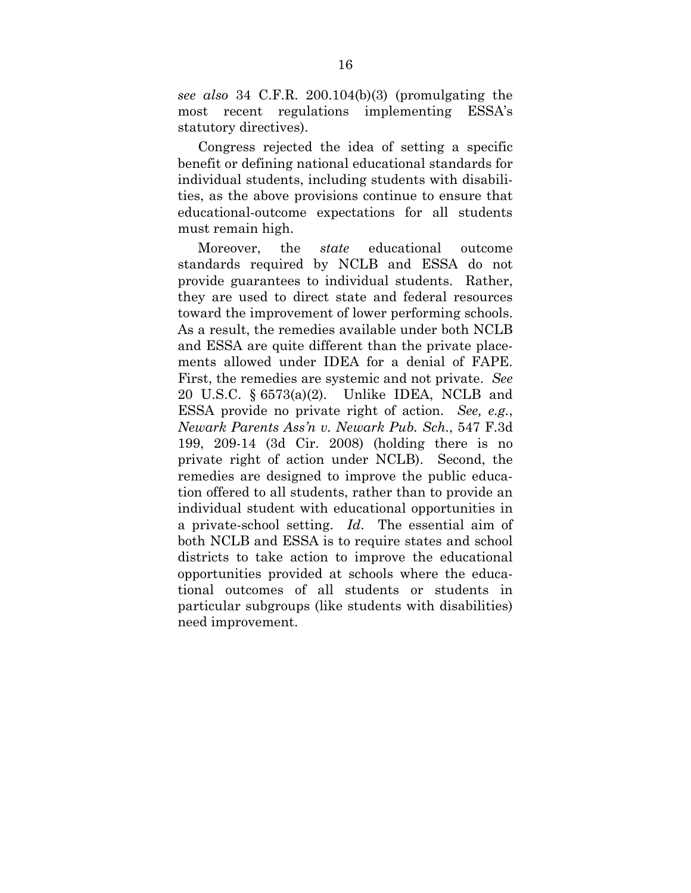*see also* 34 C.F.R. 200.104(b)(3) (promulgating the most recent regulations implementing ESSA's statutory directives).

Congress rejected the idea of setting a specific benefit or defining national educational standards for individual students, including students with disabilities, as the above provisions continue to ensure that educational-outcome expectations for all students must remain high.

Moreover, the *state* educational outcome standards required by NCLB and ESSA do not provide guarantees to individual students. Rather, they are used to direct state and federal resources toward the improvement of lower performing schools. As a result, the remedies available under both NCLB and ESSA are quite different than the private placements allowed under IDEA for a denial of FAPE. First, the remedies are systemic and not private. *See* 20 U.S.C. § 6573(a)(2). Unlike IDEA, NCLB and ESSA provide no private right of action. *See, e.g.*, *Newark Parents Ass'n v. Newark Pub. Sch.*, 547 F.3d 199, 209-14 (3d Cir. 2008) (holding there is no private right of action under NCLB). Second, the remedies are designed to improve the public education offered to all students, rather than to provide an individual student with educational opportunities in a private-school setting. *Id*. The essential aim of both NCLB and ESSA is to require states and school districts to take action to improve the educational opportunities provided at schools where the educational outcomes of all students or students in particular subgroups (like students with disabilities) need improvement.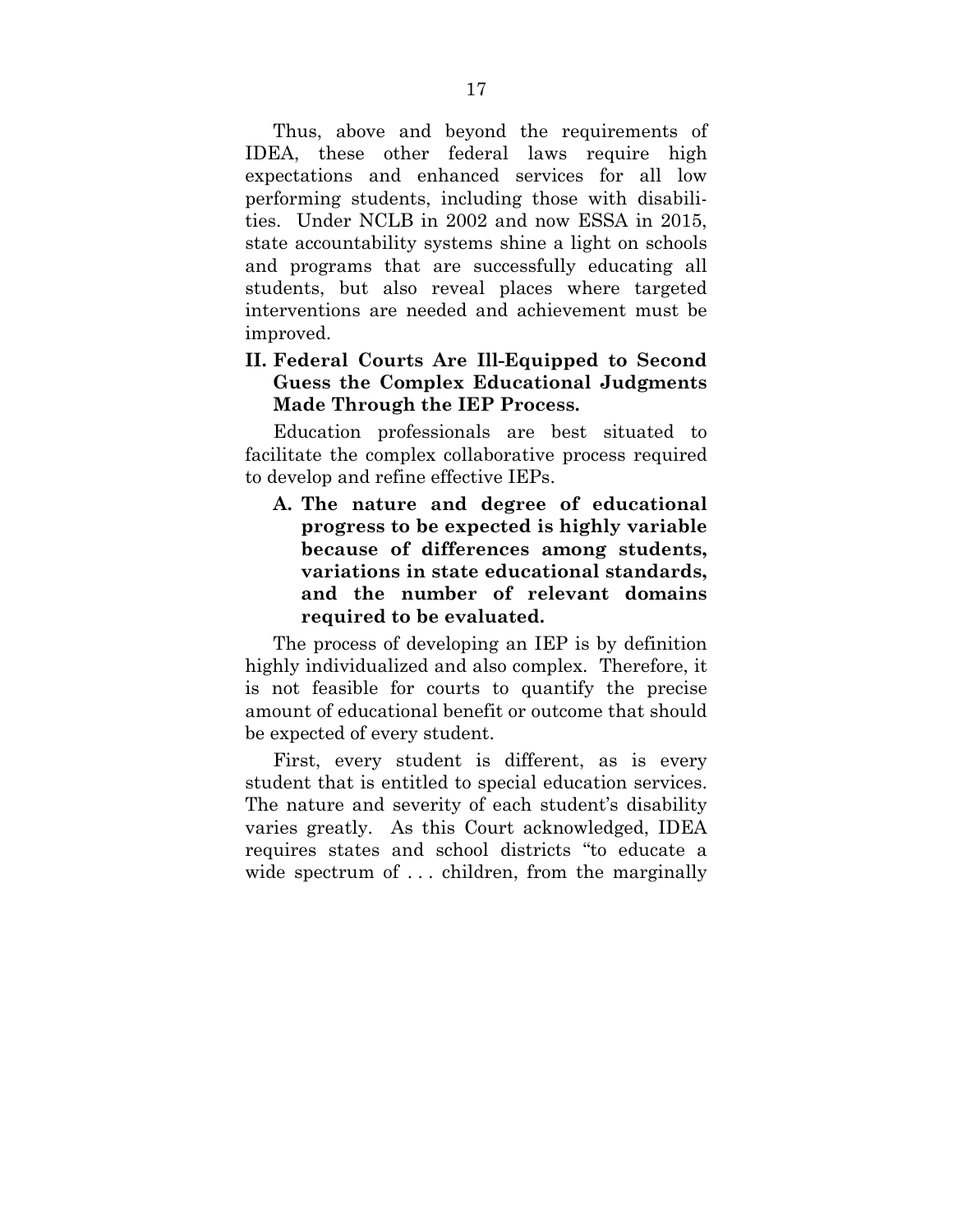Thus, above and beyond the requirements of IDEA, these other federal laws require high expectations and enhanced services for all low performing students, including those with disabilities. Under NCLB in 2002 and now ESSA in 2015, state accountability systems shine a light on schools and programs that are successfully educating all students, but also reveal places where targeted interventions are needed and achievement must be improved.

## II. Federal Courts Are Ill-Equipped to Second Guess the Complex Educational Judgments Made Through the IEP Process.

Education professionals are best situated to facilitate the complex collaborative process required to develop and refine effective IEPs.

### A. The nature and degree of educational progress to be expected is highly variable because of differences among students, variations in state educational standards, and the number of relevant domains required to be evaluated.

The process of developing an IEP is by definition highly individualized and also complex. Therefore, it is not feasible for courts to quantify the precise amount of educational benefit or outcome that should be expected of every student.

First, every student is different, as is every student that is entitled to special education services. The nature and severity of each student's disability varies greatly. As this Court acknowledged, IDEA requires states and school districts "to educate a wide spectrum of . . . children, from the marginally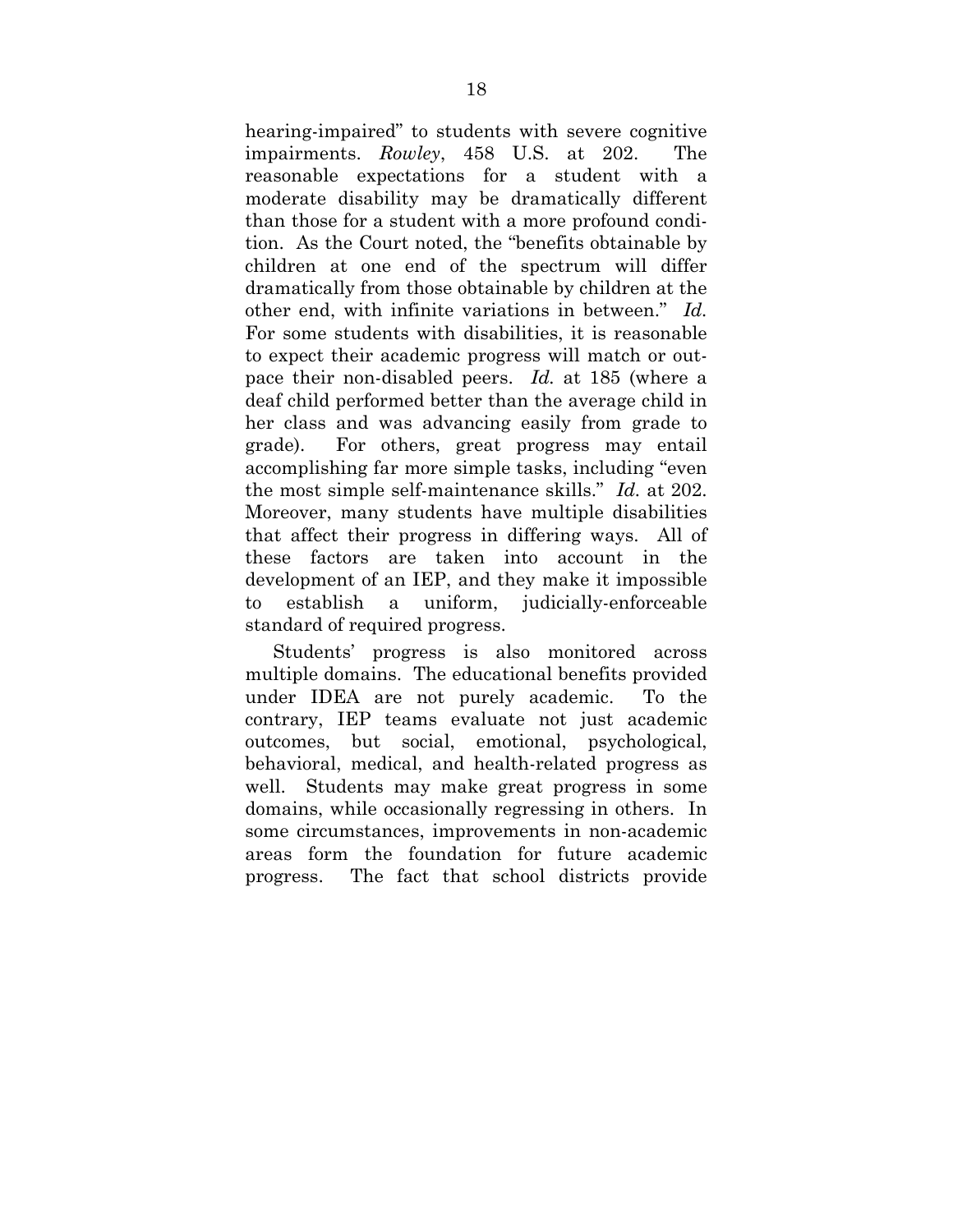hearing-impaired" to students with severe cognitive impairments. *Rowley*, 458 U.S. at 202. The reasonable expectations for a student with a moderate disability may be dramatically different than those for a student with a more profound condition. As the Court noted, the "benefits obtainable by children at one end of the spectrum will differ dramatically from those obtainable by children at the other end, with infinite variations in between." *Id.* For some students with disabilities, it is reasonable to expect their academic progress will match or outpace their non-disabled peers. *Id.* at 185 (where a deaf child performed better than the average child in her class and was advancing easily from grade to grade). For others, great progress may entail accomplishing far more simple tasks, including "even the most simple self-maintenance skills." *Id.* at 202. Moreover, many students have multiple disabilities that affect their progress in differing ways. All of these factors are taken into account in the development of an IEP, and they make it impossible to establish a uniform, judicially-enforceable standard of required progress.

Students' progress is also monitored across multiple domains. The educational benefits provided under IDEA are not purely academic. To the contrary, IEP teams evaluate not just academic outcomes, but social, emotional, psychological, behavioral, medical, and health-related progress as well. Students may make great progress in some domains, while occasionally regressing in others. In some circumstances, improvements in non-academic areas form the foundation for future academic progress. The fact that school districts provide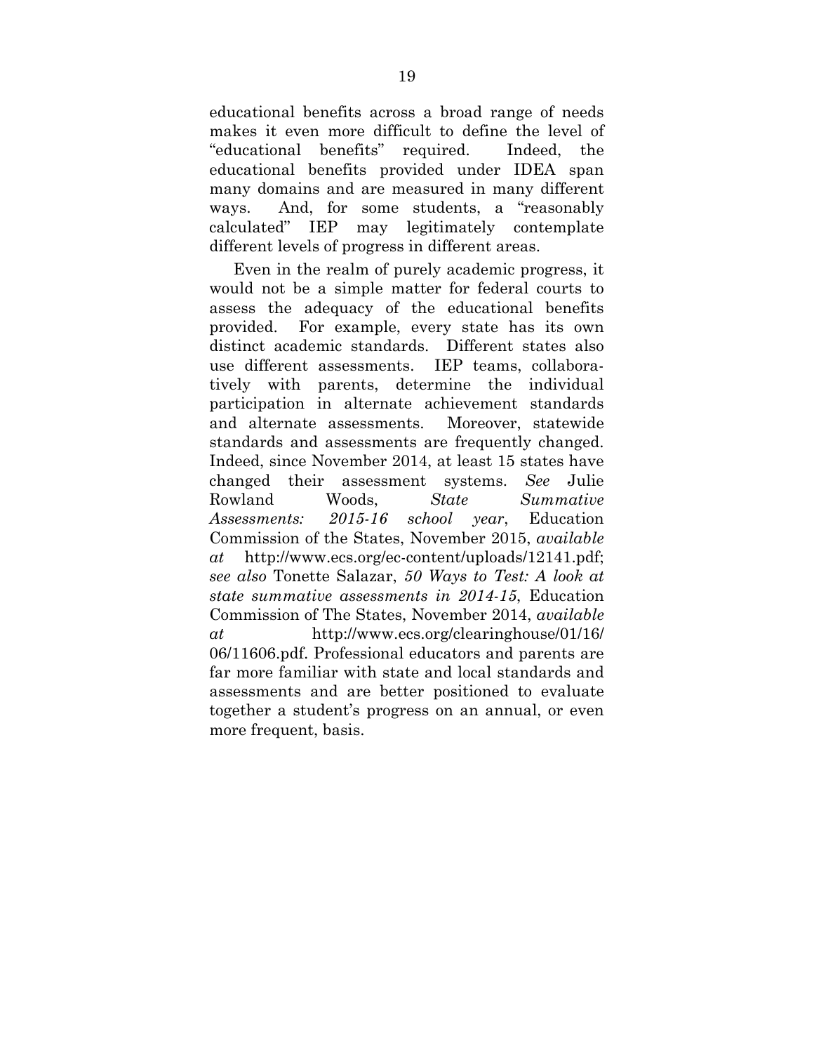educational benefits across a broad range of needs makes it even more difficult to define the level of "educational benefits" required. Indeed, the educational benefits provided under IDEA span many domains and are measured in many different ways. And, for some students, a "reasonably calculated" IEP may legitimately contemplate different levels of progress in different areas.

Even in the realm of purely academic progress, it would not be a simple matter for federal courts to assess the adequacy of the educational benefits provided. For example, every state has its own distinct academic standards. Different states also use different assessments. IEP teams, collaboratively with parents, determine the individual participation in alternate achievement standards and alternate assessments. Moreover, statewide standards and assessments are frequently changed. Indeed, since November 2014, at least 15 states have changed their assessment systems. *See* Julie Rowland Woods, *State Summative Assessments: 2015-16 school year*, Education Commission of the States, November 2015, *available at* http://www.ecs.org/ec-content/uploads/12141.pdf; *see also* Tonette Salazar, *50 Ways to Test: A look at state summative assessments in 2014-15*, Education Commission of The States, November 2014, *available at* http://www.ecs.org/clearinghouse/01/16/06/11606.pdf. Professional educators and parents are far more familiar with state and local standards and assessments and are better positioned to evaluate together a student's progress on an annual, or even more frequent, basis.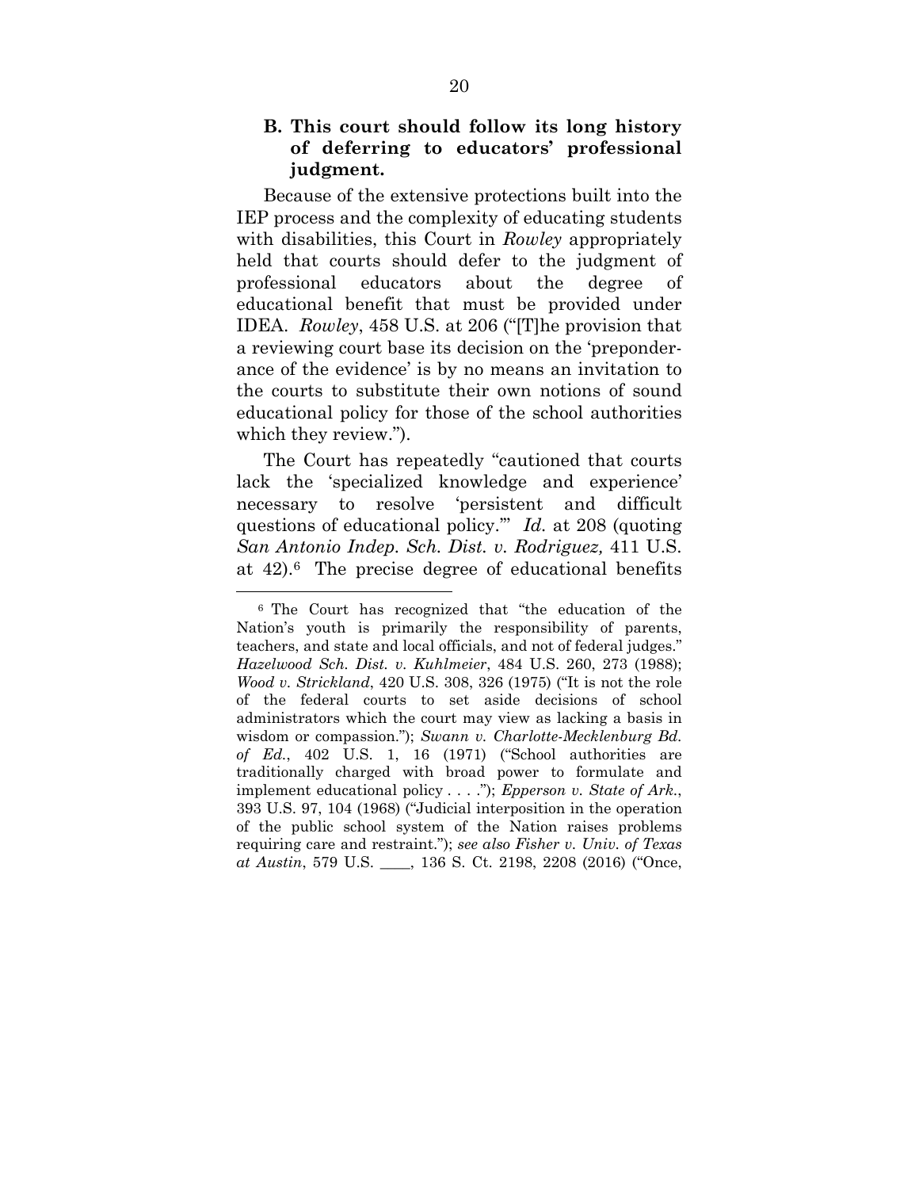### B. This court should follow its long history of deferring to educators' professional judgment.

Because of the extensive protections built into the IEP process and the complexity of educating students with disabilities, this Court in *Rowley* appropriately held that courts should defer to the judgment of professional educators about the degree of educational benefit that must be provided under IDEA. *Rowley*, 458 U.S. at 206 ("[T]he provision that a reviewing court base its decision on the 'preponderance of the evidence' is by no means an invitation to the courts to substitute their own notions of sound educational policy for those of the school authorities which they review.").

The Court has repeatedly "cautioned that courts lack the 'specialized knowledge and experience' necessary to resolve 'persistent and difficult questions of educational policy.'" *Id.* at 208 (quoting *San Antonio Indep. Sch. Dist. v. Rodriguez,* 411 U.S. at 42).[6] The precise degree of educational benefits

---

[6] The Court has recognized that "the education of the Nation's youth is primarily the responsibility of parents, teachers, and state and local officials, and not of federal judges." *Hazelwood Sch. Dist. v. Kuhlmeier*, 484 U.S. 260, 273 (1988); *Wood v. Strickland*, 420 U.S. 308, 326 (1975) ("It is not the role of the federal courts to set aside decisions of school administrators which the court may view as lacking a basis in wisdom or compassion."); *Swann v. Charlotte-Mecklenburg Bd. of Ed.*, 402 U.S. 1, 16 (1971) ("School authorities are traditionally charged with broad power to formulate and implement educational policy . . . ."); *Epperson v. State of Ark.*, 393 U.S. 97, 104 (1968) ("Judicial interposition in the operation of the public school system of the Nation raises problems requiring care and restraint."); *see also Fisher v. Univ. of Texas at Austin*, 579 U.S. ____, 136 S. Ct. 2198, 2208 (2016) ("Once,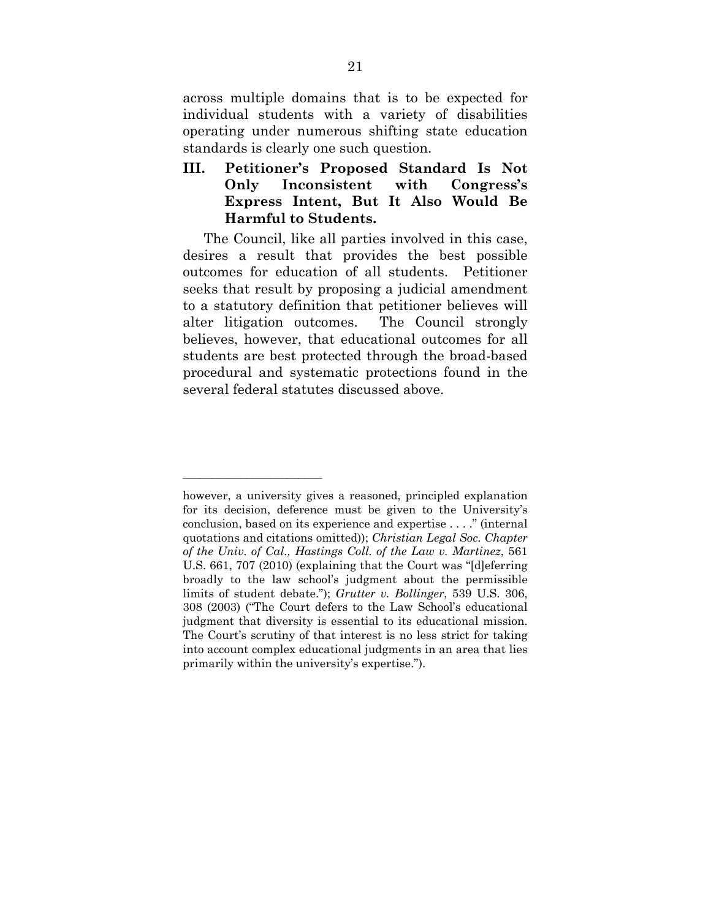across multiple domains that is to be expected for individual students with a variety of disabilities operating under numerous shifting state education standards is clearly one such question.

## III. Petitioner's Proposed Standard Is Not Only Inconsistent with Congress's Express Intent, But It Also Would Be Harmful to Students.

The Council, like all parties involved in this case, desires a result that provides the best possible outcomes for education of all students. Petitioner seeks that result by proposing a judicial amendment to a statutory definition that petitioner believes will alter litigation outcomes. The Council strongly believes, however, that educational outcomes for all students are best protected through the broad-based procedural and systematic protections found in the several federal statutes discussed above.

---

however, a university gives a reasoned, principled explanation for its decision, deference must be given to the University's conclusion, based on its experience and expertise . . . ." (internal quotations and citations omitted)); *Christian Legal Soc. Chapter of the Univ. of Cal., Hastings Coll. of the Law v. Martinez*, 561 U.S. 661, 707 (2010) (explaining that the Court was "[d]eferring broadly to the law school's judgment about the permissible limits of student debate."); *Grutter v. Bollinger*, 539 U.S. 306, 308 (2003) ("The Court defers to the Law School's educational judgment that diversity is essential to its educational mission. The Court's scrutiny of that interest is no less strict for taking into account complex educational judgments in an area that lies primarily within the university's expertise.").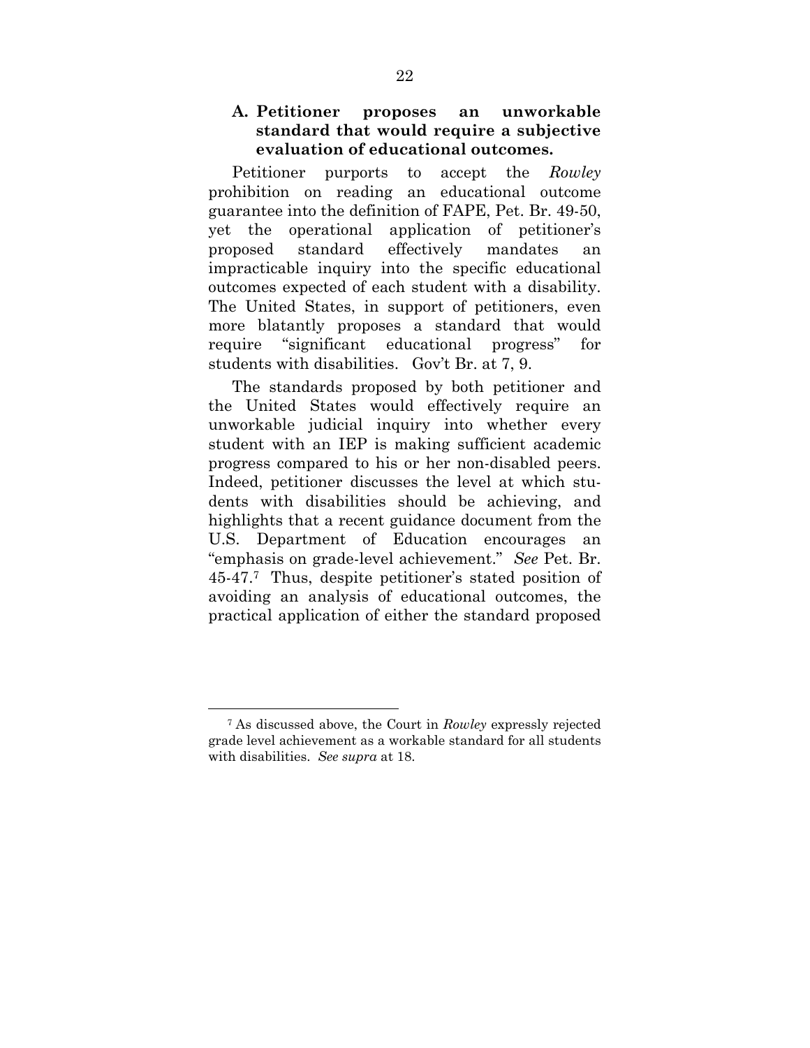### A. Petitioner proposes an unworkable standard that would require a subjective evaluation of educational outcomes.

Petitioner purports to accept the *Rowley* prohibition on reading an educational outcome guarantee into the definition of FAPE, Pet. Br. 49-50, yet the operational application of petitioner's proposed standard effectively mandates an impracticable inquiry into the specific educational outcomes expected of each student with a disability. The United States, in support of petitioners, even more blatantly proposes a standard that would require "significant educational progress" for students with disabilities. Gov't Br. at 7, 9.

The standards proposed by both petitioner and the United States would effectively require an unworkable judicial inquiry into whether every student with an IEP is making sufficient academic progress compared to his or her non-disabled peers. Indeed, petitioner discusses the level at which students with disabilities should be achieving, and highlights that a recent guidance document from the U.S. Department of Education encourages an "emphasis on grade-level achievement." *See* Pet. Br. 45-47.[7] Thus, despite petitioner's stated position of avoiding an analysis of educational outcomes, the practical application of either the standard proposed

---

[7] As discussed above, the Court in *Rowley* expressly rejected grade level achievement as a workable standard for all students with disabilities. *See supra* at 18.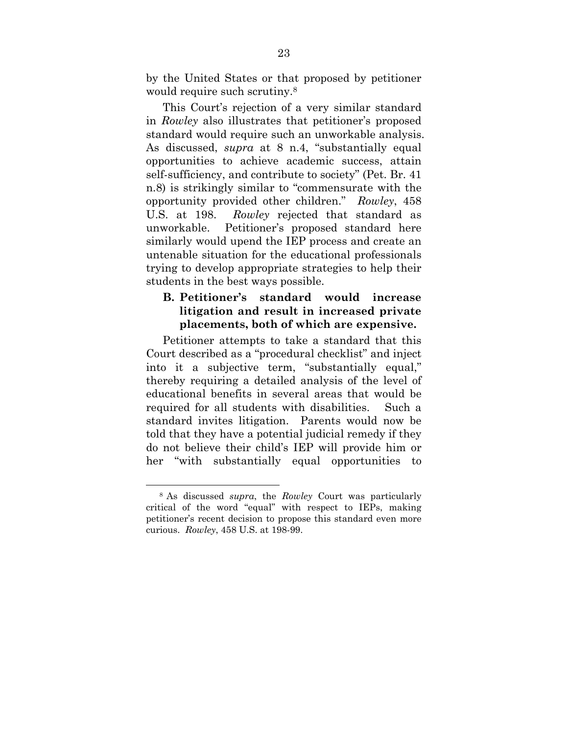by the United States or that proposed by petitioner would require such scrutiny.[8]

This Court's rejection of a very similar standard in *Rowley* also illustrates that petitioner's proposed standard would require such an unworkable analysis. As discussed, *supra* at 8 n.4, "substantially equal opportunities to achieve academic success, attain self-sufficiency, and contribute to society" (Pet. Br. 41 n.8) is strikingly similar to "commensurate with the opportunity provided other children." *Rowley*, 458 U.S. at 198. *Rowley* rejected that standard as unworkable. Petitioner's proposed standard here similarly would upend the IEP process and create an untenable situation for the educational professionals trying to develop appropriate strategies to help their students in the best ways possible.

### B. Petitioner's standard would increase litigation and result in increased private placements, both of which are expensive.

Petitioner attempts to take a standard that this Court described as a "procedural checklist" and inject into it a subjective term, "substantially equal," thereby requiring a detailed analysis of the level of educational benefits in several areas that would be required for all students with disabilities. Such a standard invites litigation. Parents would now be told that they have a potential judicial remedy if they do not believe their child's IEP will provide him or her "with substantially equal opportunities to

---

[8] As discussed *supra*, the *Rowley* Court was particularly critical of the word "equal" with respect to IEPs, making petitioner's recent decision to propose this standard even more curious. *Rowley*, 458 U.S. at 198-99.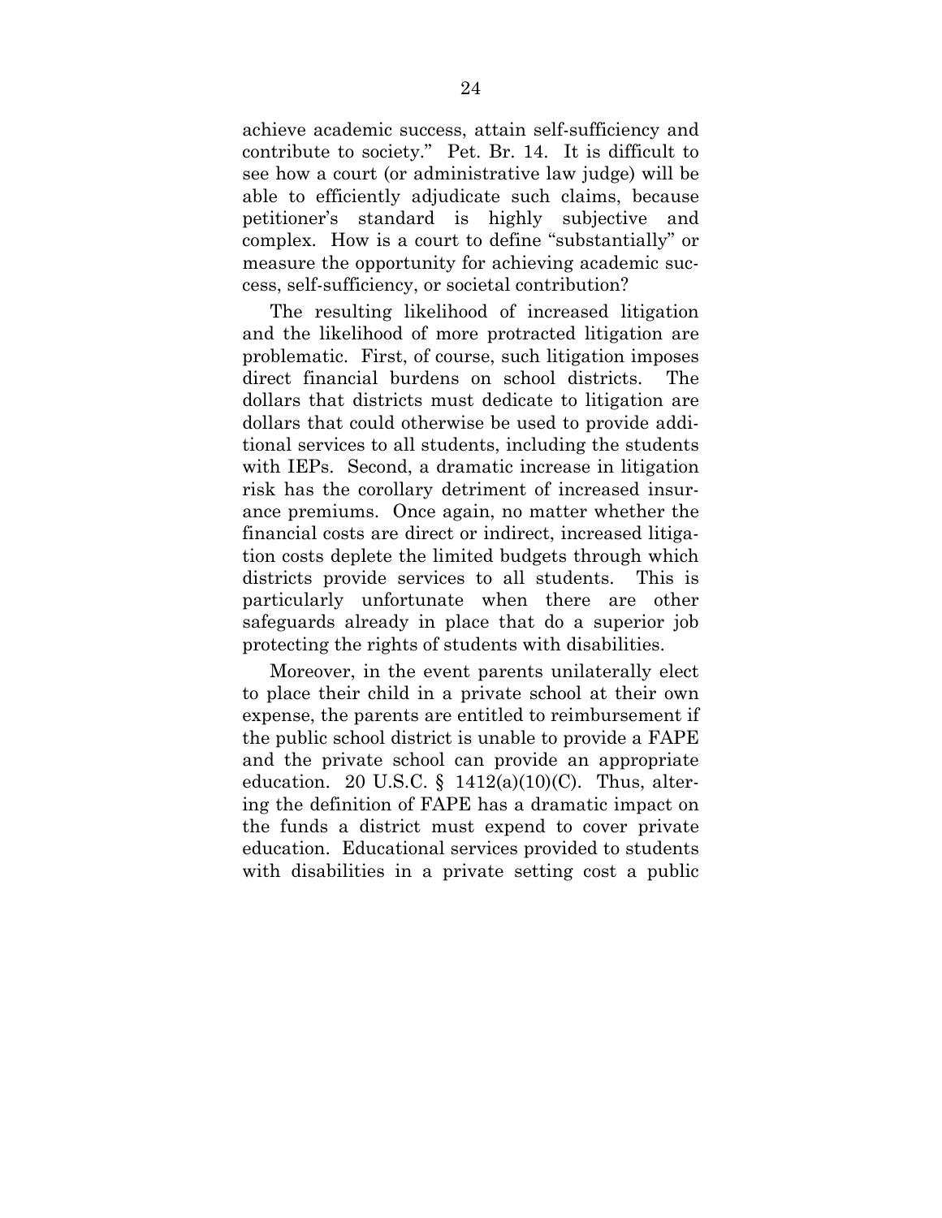achieve academic success, attain self-sufficiency and contribute to society." Pet. Br. 14. It is difficult to see how a court (or administrative law judge) will be able to efficiently adjudicate such claims, because petitioner's standard is highly subjective and complex. How is a court to define "substantially" or measure the opportunity for achieving academic success, self-sufficiency, or societal contribution?

The resulting likelihood of increased litigation and the likelihood of more protracted litigation are problematic. First, of course, such litigation imposes direct financial burdens on school districts. The dollars that districts must dedicate to litigation are dollars that could otherwise be used to provide additional services to all students, including the students with IEPs. Second, a dramatic increase in litigation risk has the corollary detriment of increased insurance premiums. Once again, no matter whether the financial costs are direct or indirect, increased litigation costs deplete the limited budgets through which districts provide services to all students. This is particularly unfortunate when there are other safeguards already in place that do a superior job protecting the rights of students with disabilities.

Moreover, in the event parents unilaterally elect to place their child in a private school at their own expense, the parents are entitled to reimbursement if the public school district is unable to provide a FAPE and the private school can provide an appropriate education. 20 U.S.C. § 1412(a)(10)(C). Thus, altering the definition of FAPE has a dramatic impact on the funds a district must expend to cover private education. Educational services provided to students with disabilities in a private setting cost a public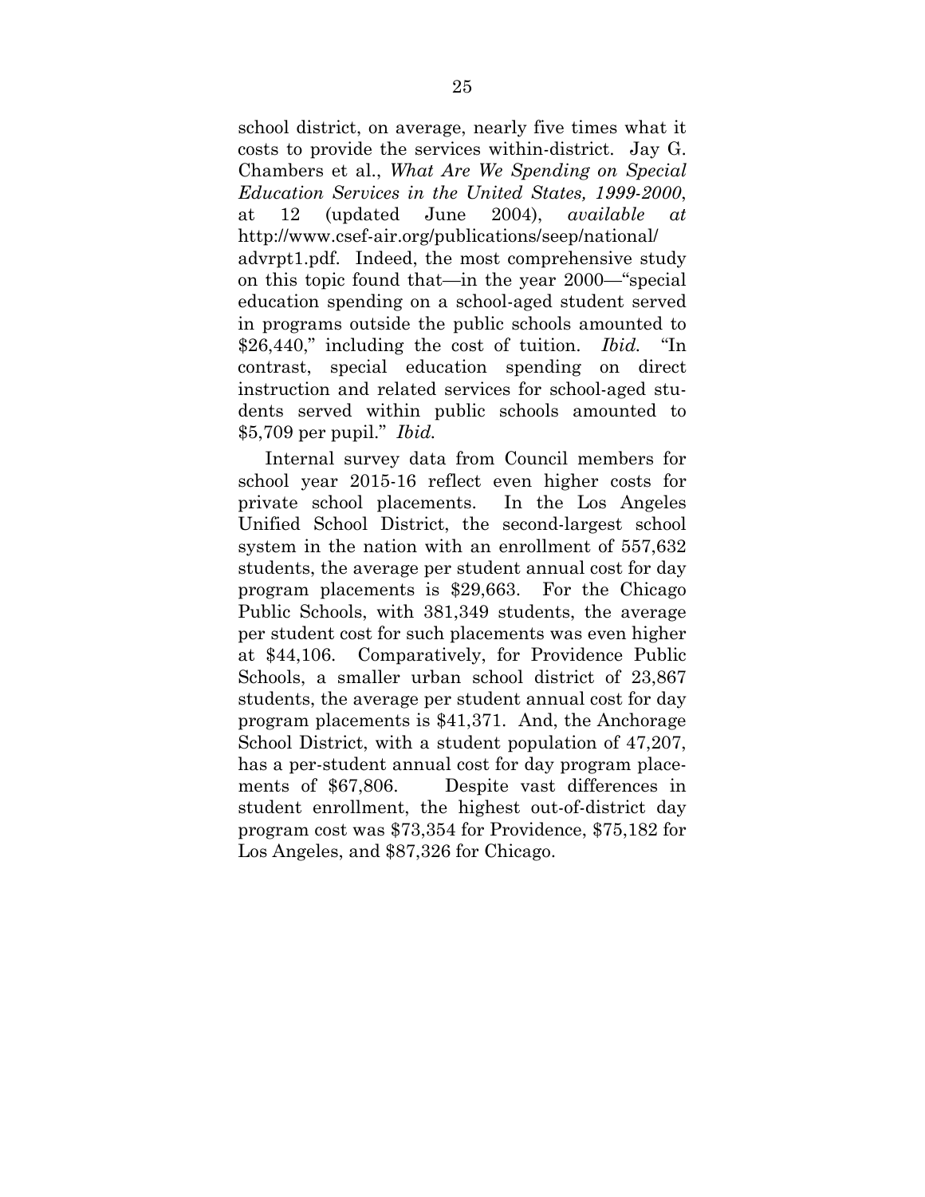school district, on average, nearly five times what it costs to provide the services within-district. Jay G. Chambers et al., *What Are We Spending on Special Education Services in the United States, 1999-2000*, at 12 (updated June 2004), *available at* http://www.csef-air.org/publications/seep/national/advrpt1.pdf. Indeed, the most comprehensive study on this topic found that—in the year 2000—"special education spending on a school-aged student served in programs outside the public schools amounted to \$26,440," including the cost of tuition. *Ibid.* "In contrast, special education spending on direct instruction and related services for school-aged students served within public schools amounted to \$5,709 per pupil." *Ibid.*

Internal survey data from Council members for school year 2015-16 reflect even higher costs for private school placements. In the Los Angeles Unified School District, the second-largest school system in the nation with an enrollment of 557,632 students, the average per student annual cost for day program placements is \$29,663. For the Chicago Public Schools, with 381,349 students, the average per student cost for such placements was even higher at \$44,106. Comparatively, for Providence Public Schools, a smaller urban school district of 23,867 students, the average per student annual cost for day program placements is \$41,371. And, the Anchorage School District, with a student population of 47,207, has a per-student annual cost for day program placements of \$67,806. Despite vast differences in student enrollment, the highest out-of-district day program cost was \$73,354 for Providence, \$75,182 for Los Angeles, and \$87,326 for Chicago.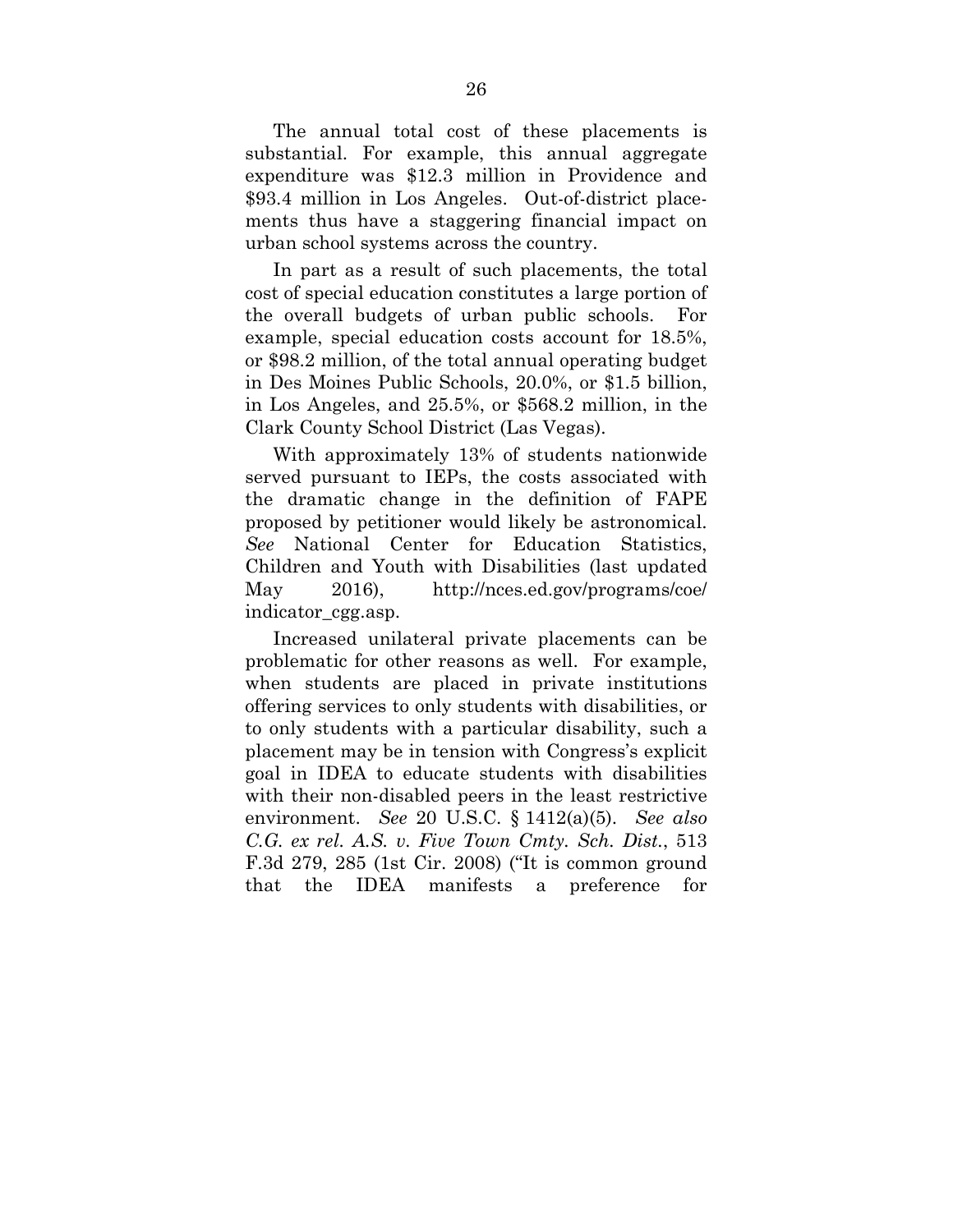The annual total cost of these placements is substantial. For example, this annual aggregate expenditure was $12.3 million in Providence and $93.4 million in Los Angeles. Out-of-district placements thus have a staggering financial impact on urban school systems across the country.

In part as a result of such placements, the total cost of special education constitutes a large portion of the overall budgets of urban public schools. For example, special education costs account for 18.5%, or $98.2 million, of the total annual operating budget in Des Moines Public Schools, 20.0%, or $1.5 billion, in Los Angeles, and 25.5%, or $568.2 million, in the Clark County School District (Las Vegas).

With approximately 13% of students nationwide served pursuant to IEPs, the costs associated with the dramatic change in the definition of FAPE proposed by petitioner would likely be astronomical. *See* National Center for Education Statistics, Children and Youth with Disabilities (last updated May 2016), http://nces.ed.gov/programs/coe/indicator_cgg.asp.

Increased unilateral private placements can be problematic for other reasons as well. For example, when students are placed in private institutions offering services to only students with disabilities, or to only students with a particular disability, such a placement may be in tension with Congress's explicit goal in IDEA to educate students with disabilities with their non-disabled peers in the least restrictive environment. *See* 20 U.S.C. § 1412(a)(5). *See also C.G. ex rel. A.S. v. Five Town Cmty. Sch. Dist.*, 513 F.3d 279, 285 (1st Cir. 2008) ("It is common ground that the IDEA manifests a preference for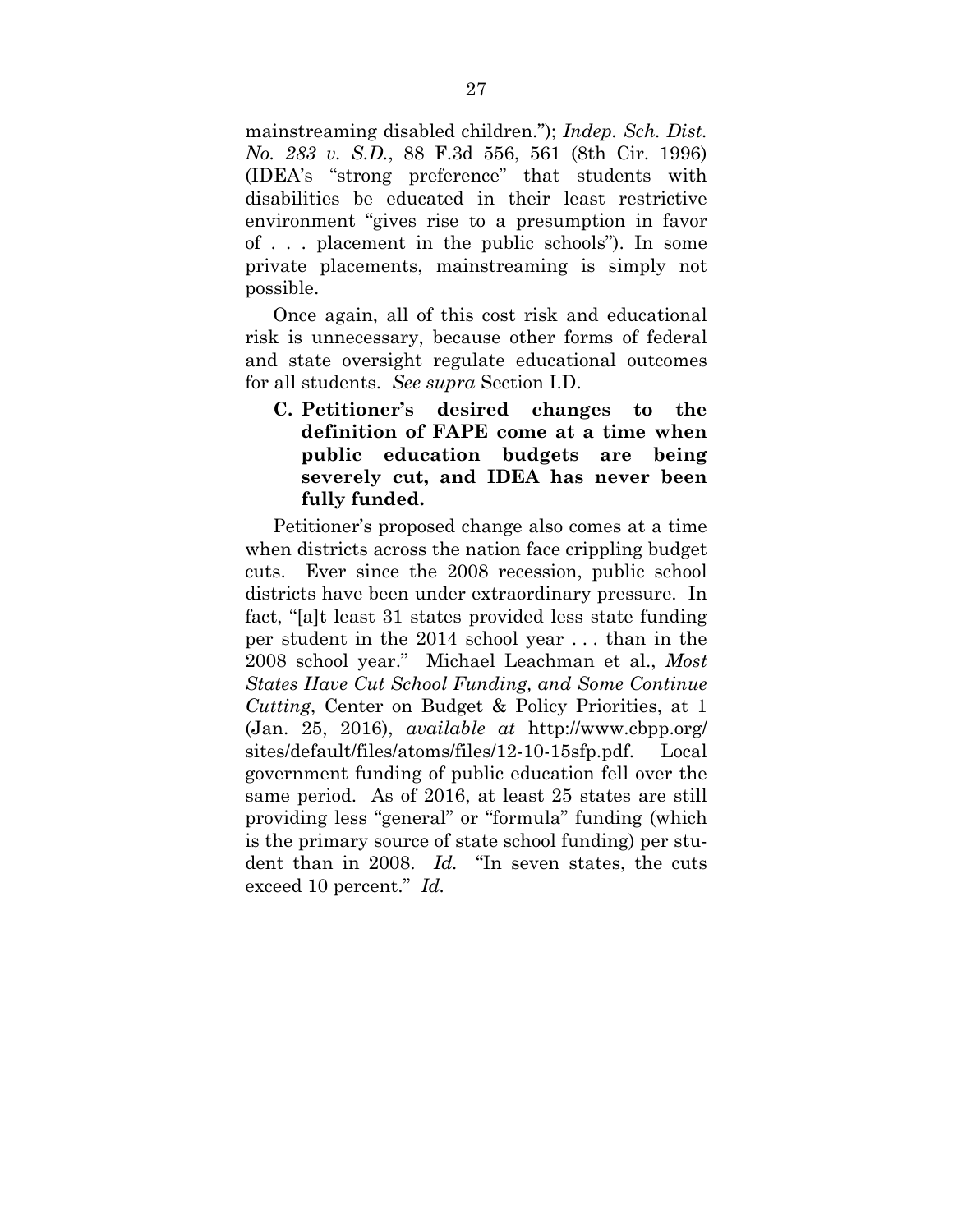mainstreaming disabled children."); *Indep. Sch. Dist. No. 283 v. S.D.*, 88 F.3d 556, 561 (8th Cir. 1996) (IDEA's "strong preference" that students with disabilities be educated in their least restrictive environment "gives rise to a presumption in favor of . . . placement in the public schools"). In some private placements, mainstreaming is simply not possible.

Once again, all of this cost risk and educational risk is unnecessary, because other forms of federal and state oversight regulate educational outcomes for all students. *See supra* Section I.D.

### C. Petitioner's desired changes to the definition of FAPE come at a time when public education budgets are being severely cut, and IDEA has never been fully funded.

Petitioner's proposed change also comes at a time when districts across the nation face crippling budget cuts. Ever since the 2008 recession, public school districts have been under extraordinary pressure. In fact, "[a]t least 31 states provided less state funding per student in the 2014 school year . . . than in the 2008 school year." Michael Leachman et al., *Most States Have Cut School Funding, and Some Continue Cutting*, Center on Budget & Policy Priorities, at 1 (Jan. 25, 2016), *available at* http://www.cbpp.org/sites/default/files/atoms/files/12-10-15sfp.pdf. Local government funding of public education fell over the same period. As of 2016, at least 25 states are still providing less "general" or "formula" funding (which is the primary source of state school funding) per student than in 2008. *Id.* "In seven states, the cuts exceed 10 percent." *Id.*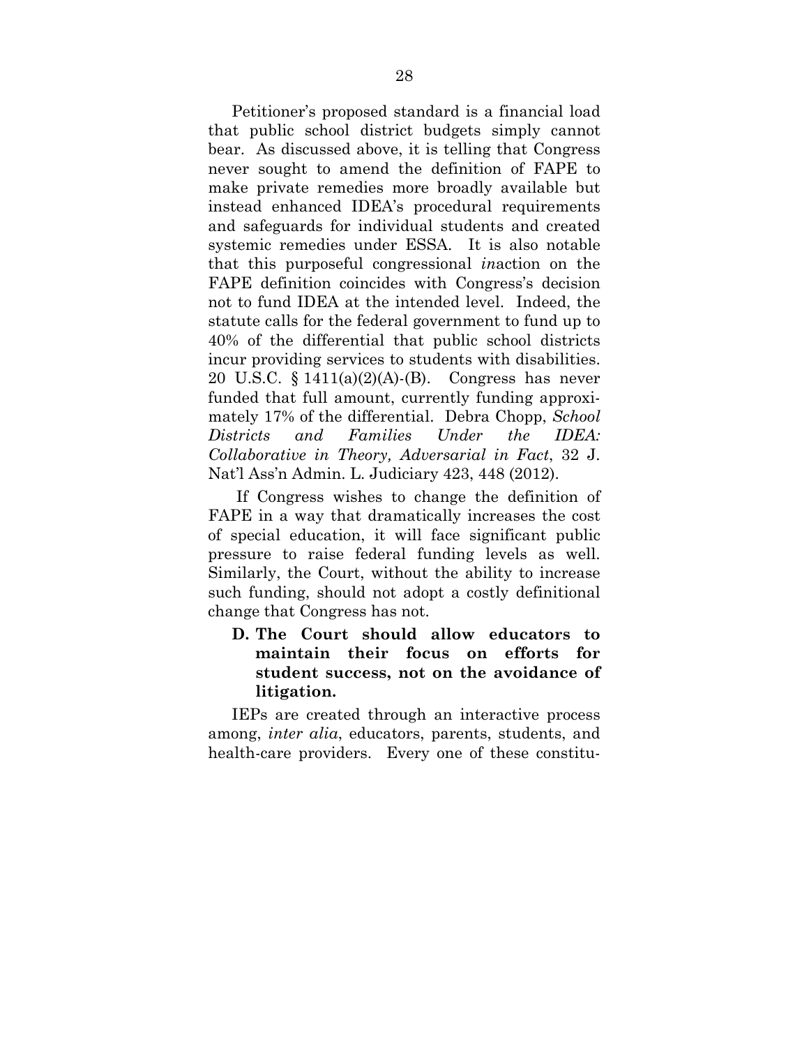Petitioner's proposed standard is a financial load that public school district budgets simply cannot bear. As discussed above, it is telling that Congress never sought to amend the definition of FAPE to make private remedies more broadly available but instead enhanced IDEA's procedural requirements and safeguards for individual students and created systemic remedies under ESSA. It is also notable that this purposeful congressional *in*action on the FAPE definition coincides with Congress's decision not to fund IDEA at the intended level. Indeed, the statute calls for the federal government to fund up to 40% of the differential that public school districts incur providing services to students with disabilities. 20 U.S.C. § 1411(a)(2)(A)-(B). Congress has never funded that full amount, currently funding approximately 17% of the differential. Debra Chopp, *School Districts and Families Under the IDEA: Collaborative in Theory, Adversarial in Fact*, 32 J. Nat'l Ass'n Admin. L. Judiciary 423, 448 (2012).

If Congress wishes to change the definition of FAPE in a way that dramatically increases the cost of special education, it will face significant public pressure to raise federal funding levels as well. Similarly, the Court, without the ability to increase such funding, should not adopt a costly definitional change that Congress has not.

### D. The Court should allow educators to maintain their focus on efforts for student success, not on the avoidance of litigation.

IEPs are created through an interactive process among, *inter alia*, educators, parents, students, and health-care providers. Every one of these constitu-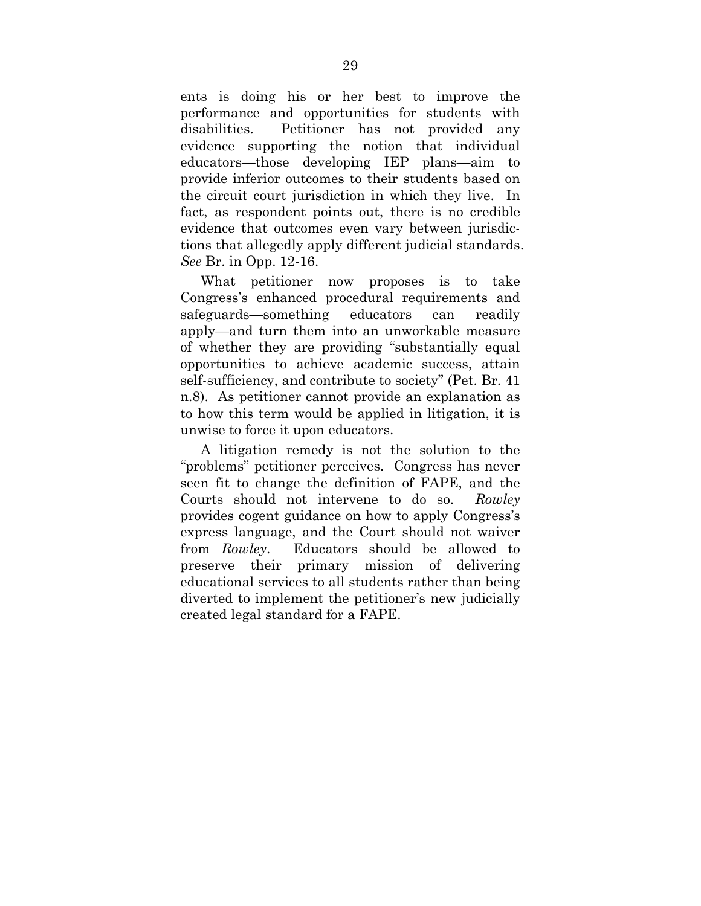ents is doing his or her best to improve the performance and opportunities for students with disabilities. Petitioner has not provided any evidence supporting the notion that individual educators—those developing IEP plans—aim to provide inferior outcomes to their students based on the circuit court jurisdiction in which they live. In fact, as respondent points out, there is no credible evidence that outcomes even vary between jurisdictions that allegedly apply different judicial standards. *See* Br. in Opp. 12-16.

What petitioner now proposes is to take Congress's enhanced procedural requirements and safeguards—something educators can readily apply—and turn them into an unworkable measure of whether they are providing "substantially equal opportunities to achieve academic success, attain self-sufficiency, and contribute to society" (Pet. Br. 41 n.8). As petitioner cannot provide an explanation as to how this term would be applied in litigation, it is unwise to force it upon educators.

A litigation remedy is not the solution to the "problems" petitioner perceives. Congress has never seen fit to change the definition of FAPE, and the Courts should not intervene to do so. *Rowley* provides cogent guidance on how to apply Congress's express language, and the Court should not waiver from *Rowley*. Educators should be allowed to preserve their primary mission of delivering educational services to all students rather than being diverted to implement the petitioner's new judicially created legal standard for a FAPE.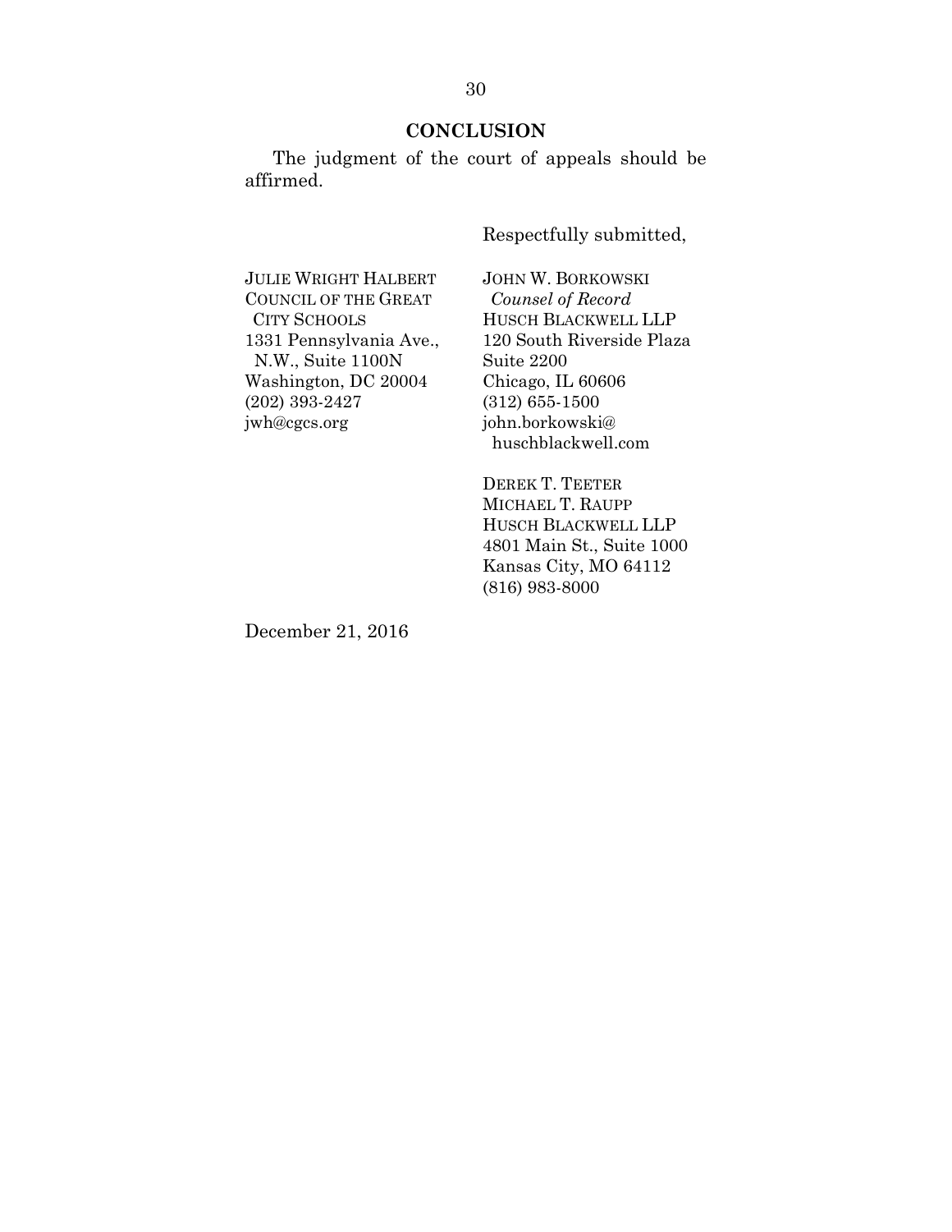## CONCLUSION

The judgment of the court of appeals should be affirmed.

Respectfully submitted,

JULIE WRIGHT HALBERT
COUNCIL OF THE GREAT CITY SCHOOLS
1331 Pennsylvania Ave., N.W., Suite 1100N
Washington, DC 20004
(202) 393-2427
jwh@cgcs.org

JOHN W. BORKOWSKI
*Counsel of Record*
HUSCH BLACKWELL LLP
120 South Riverside Plaza
Suite 2200
Chicago, IL 60606
(312) 655-1500
john.borkowski@huschblackwell.com

DEREK T. TEETER
MICHAEL T. RAUPP
HUSCH BLACKWELL LLP
4801 Main St., Suite 1000
Kansas City, MO 64112
(816) 983-8000

December 21, 2016